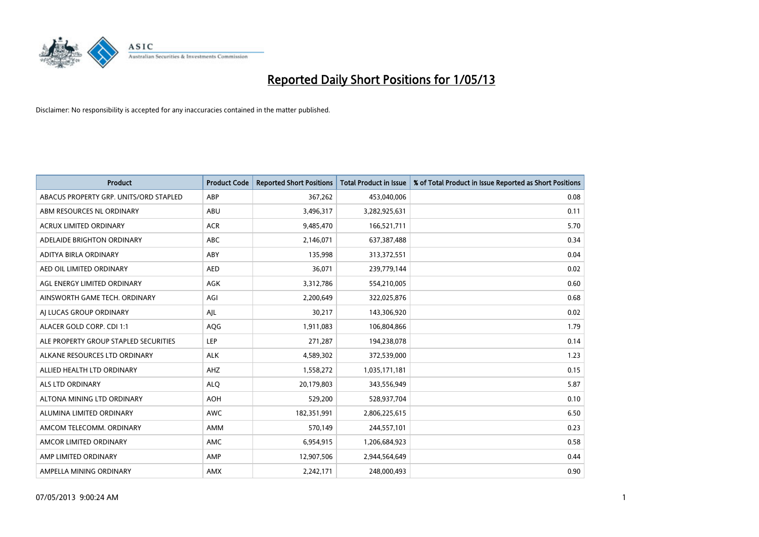# Reported Daily Short Positions for 1/05/13

Disclaimer: No responsibility is accepted for any inaccuracies contained in the matter published.

| Product | Product Code | Reported Short Positions | Total Product in Issue | % of Total Product in Issue Reported as Short Positions |
|---|---|---|---|---|
| ABACUS PROPERTY GRP. UNITS/ORD STAPLED | ABP | 367,262 | 453,040,006 | 0.08 |
| ABM RESOURCES NL ORDINARY | ABU | 3,496,317 | 3,282,925,631 | 0.11 |
| ACRUX LIMITED ORDINARY | ACR | 9,485,470 | 166,521,711 | 5.70 |
| ADELAIDE BRIGHTON ORDINARY | ABC | 2,146,071 | 637,387,488 | 0.34 |
| ADITYA BIRLA ORDINARY | ABY | 135,998 | 313,372,551 | 0.04 |
| AED OIL LIMITED ORDINARY | AED | 36,071 | 239,779,144 | 0.02 |
| AGL ENERGY LIMITED ORDINARY | AGK | 3,312,786 | 554,210,005 | 0.60 |
| AINSWORTH GAME TECH. ORDINARY | AGI | 2,200,649 | 322,025,876 | 0.68 |
| AJ LUCAS GROUP ORDINARY | AJL | 30,217 | 143,306,920 | 0.02 |
| ALACER GOLD CORP. CDI 1:1 | AQG | 1,911,083 | 106,804,866 | 1.79 |
| ALE PROPERTY GROUP STAPLED SECURITIES | LEP | 271,287 | 194,238,078 | 0.14 |
| ALKANE RESOURCES LTD ORDINARY | ALK | 4,589,302 | 372,539,000 | 1.23 |
| ALLIED HEALTH LTD ORDINARY | AHZ | 1,558,272 | 1,035,171,181 | 0.15 |
| ALS LTD ORDINARY | ALQ | 20,179,803 | 343,556,949 | 5.87 |
| ALTONA MINING LTD ORDINARY | AOH | 529,200 | 528,937,704 | 0.10 |
| ALUMINA LIMITED ORDINARY | AWC | 182,351,991 | 2,806,225,615 | 6.50 |
| AMCOM TELECOMM. ORDINARY | AMM | 570,149 | 244,557,101 | 0.23 |
| AMCOR LIMITED ORDINARY | AMC | 6,954,915 | 1,206,684,923 | 0.58 |
| AMP LIMITED ORDINARY | AMP | 12,907,506 | 2,944,564,649 | 0.44 |
| AMPELLA MINING ORDINARY | AMX | 2,242,171 | 248,000,493 | 0.90 |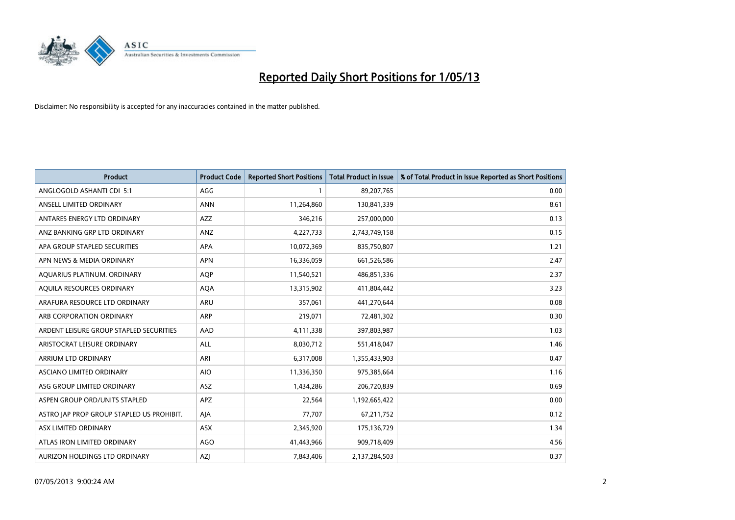# Reported Daily Short Positions for 1/05/13

Disclaimer: No responsibility is accepted for any inaccuracies contained in the matter published.

| Product | Product Code | Reported Short Positions | Total Product in Issue | % of Total Product in Issue Reported as Short Positions |
|---|---|---|---|---|
| ANGLOGOLD ASHANTI CDI 5:1 | AGG | 1 | 89,207,765 | 0.00 |
| ANSELL LIMITED ORDINARY | ANN | 11,264,860 | 130,841,339 | 8.61 |
| ANTARES ENERGY LTD ORDINARY | AZZ | 346,216 | 257,000,000 | 0.13 |
| ANZ BANKING GRP LTD ORDINARY | ANZ | 4,227,733 | 2,743,749,158 | 0.15 |
| APA GROUP STAPLED SECURITIES | APA | 10,072,369 | 835,750,807 | 1.21 |
| APN NEWS & MEDIA ORDINARY | APN | 16,336,059 | 661,526,586 | 2.47 |
| AQUARIUS PLATINUM. ORDINARY | AQP | 11,540,521 | 486,851,336 | 2.37 |
| AQUILA RESOURCES ORDINARY | AQA | 13,315,902 | 411,804,442 | 3.23 |
| ARAFURA RESOURCE LTD ORDINARY | ARU | 357,061 | 441,270,644 | 0.08 |
| ARB CORPORATION ORDINARY | ARP | 219,071 | 72,481,302 | 0.30 |
| ARDENT LEISURE GROUP STAPLED SECURITIES | AAD | 4,111,338 | 397,803,987 | 1.03 |
| ARISTOCRAT LEISURE ORDINARY | ALL | 8,030,712 | 551,418,047 | 1.46 |
| ARRIUM LTD ORDINARY | ARI | 6,317,008 | 1,355,433,903 | 0.47 |
| ASCIANO LIMITED ORDINARY | AIO | 11,336,350 | 975,385,664 | 1.16 |
| ASG GROUP LIMITED ORDINARY | ASZ | 1,434,286 | 206,720,839 | 0.69 |
| ASPEN GROUP ORD/UNITS STAPLED | APZ | 22,564 | 1,192,665,422 | 0.00 |
| ASTRO JAP PROP GROUP STAPLED US PROHIBIT. | AJA | 77,707 | 67,211,752 | 0.12 |
| ASX LIMITED ORDINARY | ASX | 2,345,920 | 175,136,729 | 1.34 |
| ATLAS IRON LIMITED ORDINARY | AGO | 41,443,966 | 909,718,409 | 4.56 |
| AURIZON HOLDINGS LTD ORDINARY | AZJ | 7,843,406 | 2,137,284,503 | 0.37 |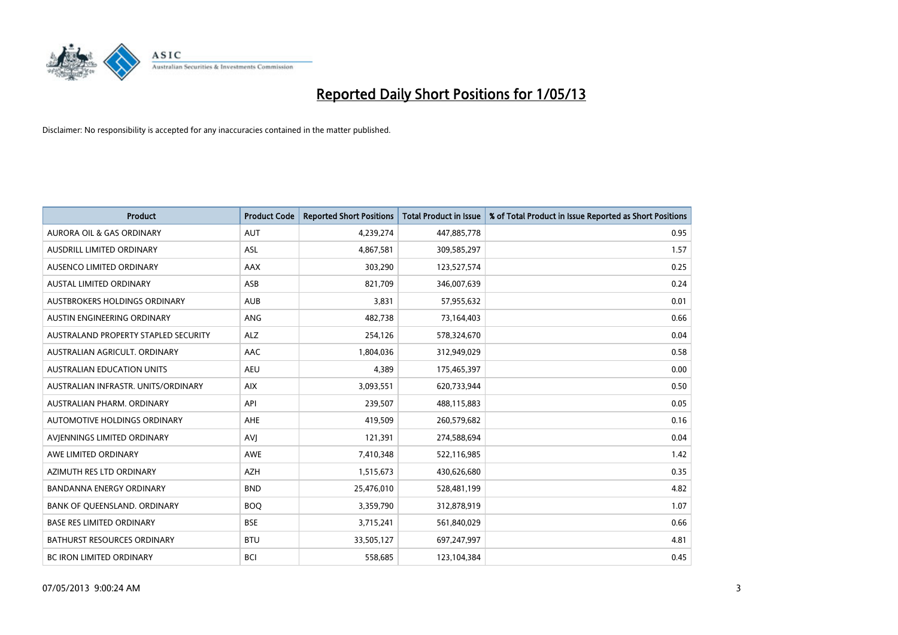# Reported Daily Short Positions for 1/05/13

Disclaimer: No responsibility is accepted for any inaccuracies contained in the matter published.

| Product | Product Code | Reported Short Positions | Total Product in Issue | % of Total Product in Issue Reported as Short Positions |
|---|---|---|---|---|
| AURORA OIL & GAS ORDINARY | AUT | 4,239,274 | 447,885,778 | 0.95 |
| AUSDRILL LIMITED ORDINARY | ASL | 4,867,581 | 309,585,297 | 1.57 |
| AUSENCO LIMITED ORDINARY | AAX | 303,290 | 123,527,574 | 0.25 |
| AUSTAL LIMITED ORDINARY | ASB | 821,709 | 346,007,639 | 0.24 |
| AUSTBROKERS HOLDINGS ORDINARY | AUB | 3,831 | 57,955,632 | 0.01 |
| AUSTIN ENGINEERING ORDINARY | ANG | 482,738 | 73,164,403 | 0.66 |
| AUSTRALAND PROPERTY STAPLED SECURITY | ALZ | 254,126 | 578,324,670 | 0.04 |
| AUSTRALIAN AGRICULT. ORDINARY | AAC | 1,804,036 | 312,949,029 | 0.58 |
| AUSTRALIAN EDUCATION UNITS | AEU | 4,389 | 175,465,397 | 0.00 |
| AUSTRALIAN INFRASTR. UNITS/ORDINARY | AIX | 3,093,551 | 620,733,944 | 0.50 |
| AUSTRALIAN PHARM. ORDINARY | API | 239,507 | 488,115,883 | 0.05 |
| AUTOMOTIVE HOLDINGS ORDINARY | AHE | 419,509 | 260,579,682 | 0.16 |
| AVJENNINGS LIMITED ORDINARY | AVJ | 121,391 | 274,588,694 | 0.04 |
| AWE LIMITED ORDINARY | AWE | 7,410,348 | 522,116,985 | 1.42 |
| AZIMUTH RES LTD ORDINARY | AZH | 1,515,673 | 430,626,680 | 0.35 |
| BANDANNA ENERGY ORDINARY | BND | 25,476,010 | 528,481,199 | 4.82 |
| BANK OF QUEENSLAND. ORDINARY | BOQ | 3,359,790 | 312,878,919 | 1.07 |
| BASE RES LIMITED ORDINARY | BSE | 3,715,241 | 561,840,029 | 0.66 |
| BATHURST RESOURCES ORDINARY | BTU | 33,505,127 | 697,247,997 | 4.81 |
| BC IRON LIMITED ORDINARY | BCI | 558,685 | 123,104,384 | 0.45 |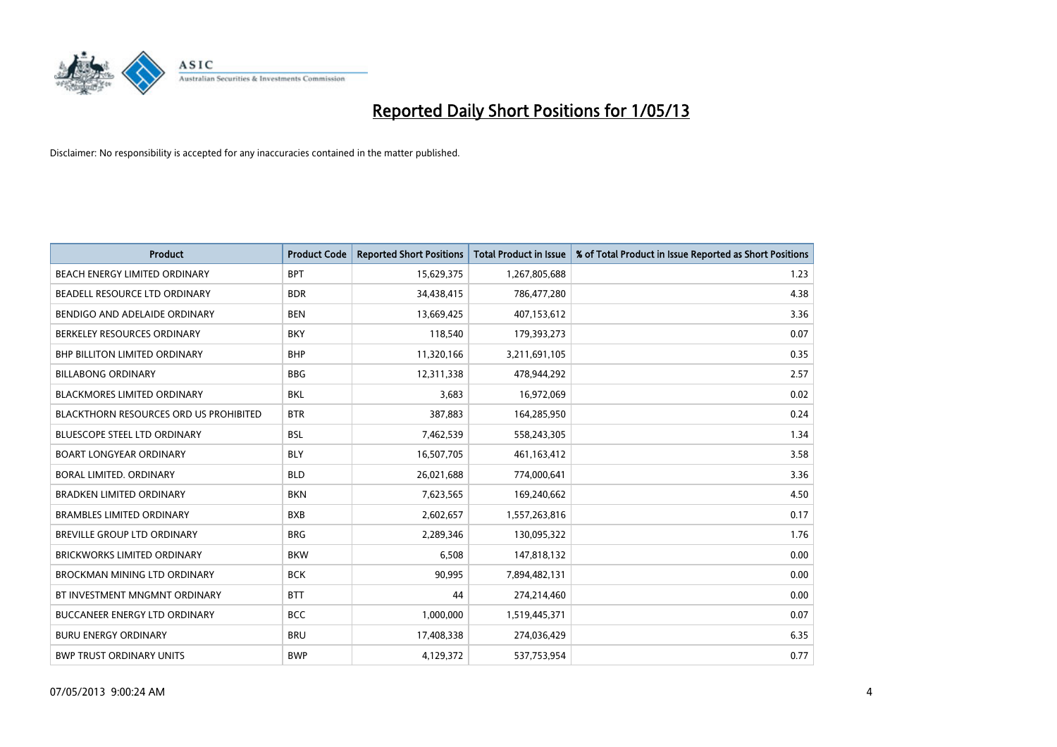# Reported Daily Short Positions for 1/05/13

Disclaimer: No responsibility is accepted for any inaccuracies contained in the matter published.

| Product | Product Code | Reported Short Positions | Total Product in Issue | % of Total Product in Issue Reported as Short Positions |
|---|---|---|---|---|
| BEACH ENERGY LIMITED ORDINARY | BPT | 15,629,375 | 1,267,805,688 | 1.23 |
| BEADELL RESOURCE LTD ORDINARY | BDR | 34,438,415 | 786,477,280 | 4.38 |
| BENDIGO AND ADELAIDE ORDINARY | BEN | 13,669,425 | 407,153,612 | 3.36 |
| BERKELEY RESOURCES ORDINARY | BKY | 118,540 | 179,393,273 | 0.07 |
| BHP BILLITON LIMITED ORDINARY | BHP | 11,320,166 | 3,211,691,105 | 0.35 |
| BILLABONG ORDINARY | BBG | 12,311,338 | 478,944,292 | 2.57 |
| BLACKMORES LIMITED ORDINARY | BKL | 3,683 | 16,972,069 | 0.02 |
| BLACKTHORN RESOURCES ORD US PROHIBITED | BTR | 387,883 | 164,285,950 | 0.24 |
| BLUESCOPE STEEL LTD ORDINARY | BSL | 7,462,539 | 558,243,305 | 1.34 |
| BOART LONGYEAR ORDINARY | BLY | 16,507,705 | 461,163,412 | 3.58 |
| BORAL LIMITED. ORDINARY | BLD | 26,021,688 | 774,000,641 | 3.36 |
| BRADKEN LIMITED ORDINARY | BKN | 7,623,565 | 169,240,662 | 4.50 |
| BRAMBLES LIMITED ORDINARY | BXB | 2,602,657 | 1,557,263,816 | 0.17 |
| BREVILLE GROUP LTD ORDINARY | BRG | 2,289,346 | 130,095,322 | 1.76 |
| BRICKWORKS LIMITED ORDINARY | BKW | 6,508 | 147,818,132 | 0.00 |
| BROCKMAN MINING LTD ORDINARY | BCK | 90,995 | 7,894,482,131 | 0.00 |
| BT INVESTMENT MNGMNT ORDINARY | BTT | 44 | 274,214,460 | 0.00 |
| BUCCANEER ENERGY LTD ORDINARY | BCC | 1,000,000 | 1,519,445,371 | 0.07 |
| BURU ENERGY ORDINARY | BRU | 17,408,338 | 274,036,429 | 6.35 |
| BWP TRUST ORDINARY UNITS | BWP | 4,129,372 | 537,753,954 | 0.77 |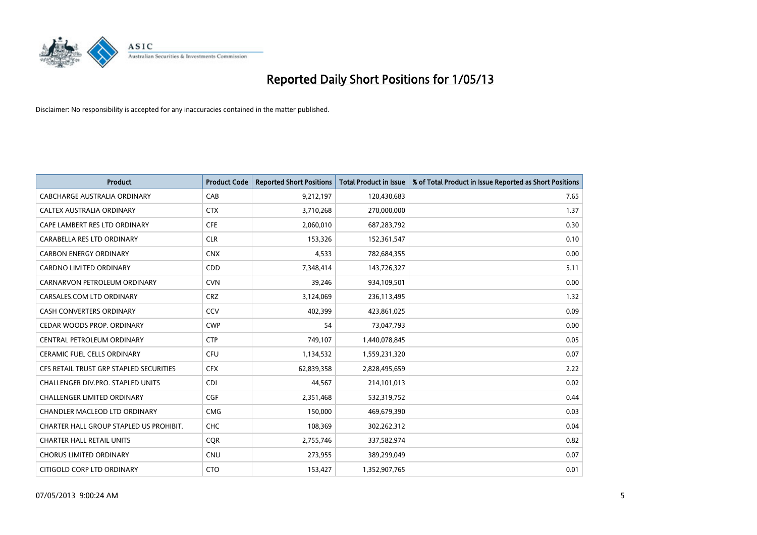# Reported Daily Short Positions for 1/05/13

Disclaimer: No responsibility is accepted for any inaccuracies contained in the matter published.

| Product | Product Code | Reported Short Positions | Total Product in Issue | % of Total Product in Issue Reported as Short Positions |
|---|---|---|---|---|
| CABCHARGE AUSTRALIA ORDINARY | CAB | 9,212,197 | 120,430,683 | 7.65 |
| CALTEX AUSTRALIA ORDINARY | CTX | 3,710,268 | 270,000,000 | 1.37 |
| CAPE LAMBERT RES LTD ORDINARY | CFE | 2,060,010 | 687,283,792 | 0.30 |
| CARABELLA RES LTD ORDINARY | CLR | 153,326 | 152,361,547 | 0.10 |
| CARBON ENERGY ORDINARY | CNX | 4,533 | 782,684,355 | 0.00 |
| CARDNO LIMITED ORDINARY | CDD | 7,348,414 | 143,726,327 | 5.11 |
| CARNARVON PETROLEUM ORDINARY | CVN | 39,246 | 934,109,501 | 0.00 |
| CARSALES.COM LTD ORDINARY | CRZ | 3,124,069 | 236,113,495 | 1.32 |
| CASH CONVERTERS ORDINARY | CCV | 402,399 | 423,861,025 | 0.09 |
| CEDAR WOODS PROP. ORDINARY | CWP | 54 | 73,047,793 | 0.00 |
| CENTRAL PETROLEUM ORDINARY | CTP | 749,107 | 1,440,078,845 | 0.05 |
| CERAMIC FUEL CELLS ORDINARY | CFU | 1,134,532 | 1,559,231,320 | 0.07 |
| CFS RETAIL TRUST GRP STAPLED SECURITIES | CFX | 62,839,358 | 2,828,495,659 | 2.22 |
| CHALLENGER DIV.PRO. STAPLED UNITS | CDI | 44,567 | 214,101,013 | 0.02 |
| CHALLENGER LIMITED ORDINARY | CGF | 2,351,468 | 532,319,752 | 0.44 |
| CHANDLER MACLEOD LTD ORDINARY | CMG | 150,000 | 469,679,390 | 0.03 |
| CHARTER HALL GROUP STAPLED US PROHIBIT. | CHC | 108,369 | 302,262,312 | 0.04 |
| CHARTER HALL RETAIL UNITS | CQR | 2,755,746 | 337,582,974 | 0.82 |
| CHORUS LIMITED ORDINARY | CNU | 273,955 | 389,299,049 | 0.07 |
| CITIGOLD CORP LTD ORDINARY | CTO | 153,427 | 1,352,907,765 | 0.01 |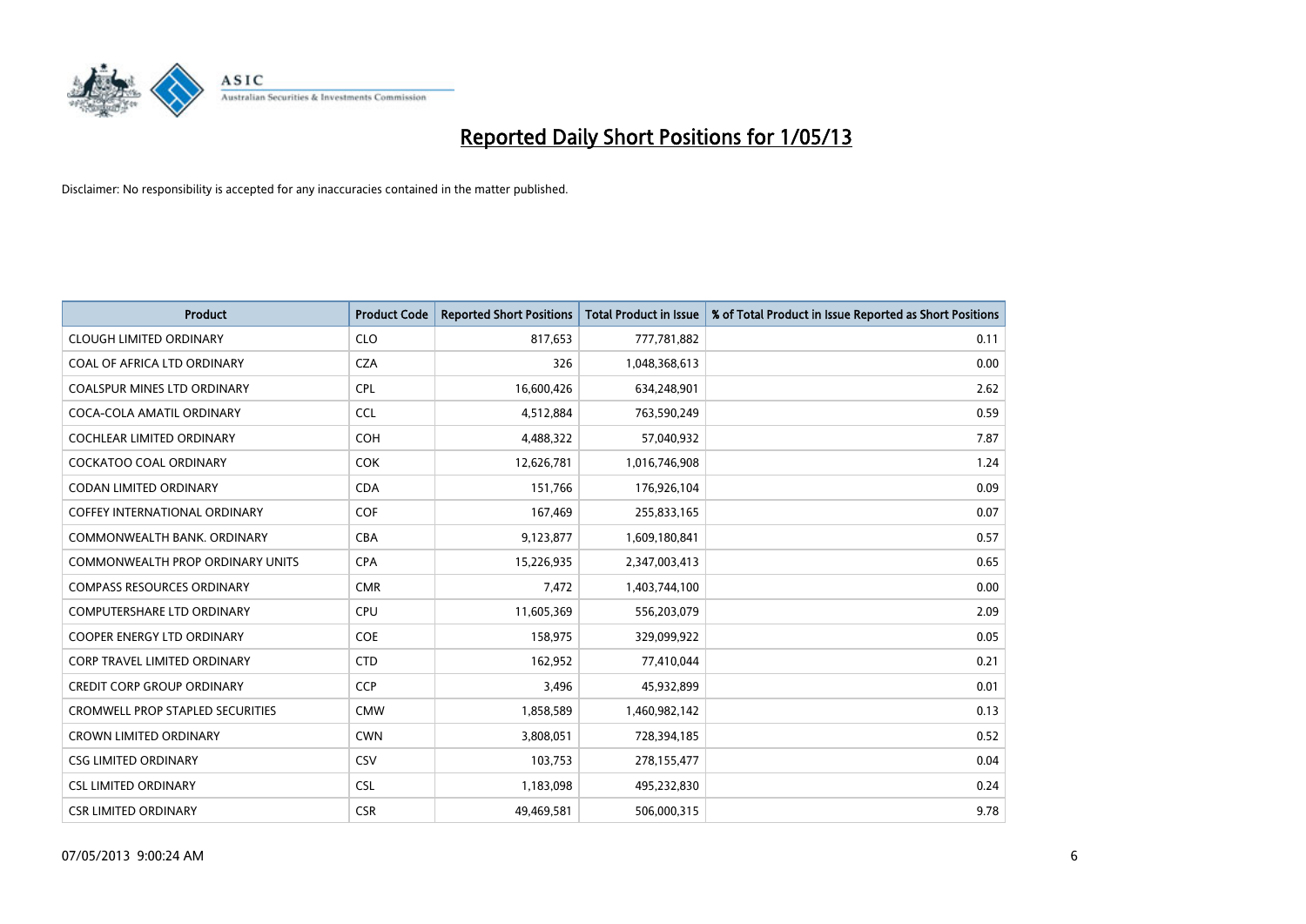# Reported Daily Short Positions for 1/05/13

Disclaimer: No responsibility is accepted for any inaccuracies contained in the matter published.

| Product | Product Code | Reported Short Positions | Total Product in Issue | % of Total Product in Issue Reported as Short Positions |
|---|---|---|---|---|
| CLOUGH LIMITED ORDINARY | CLO | 817,653 | 777,781,882 | 0.11 |
| COAL OF AFRICA LTD ORDINARY | CZA | 326 | 1,048,368,613 | 0.00 |
| COALSPUR MINES LTD ORDINARY | CPL | 16,600,426 | 634,248,901 | 2.62 |
| COCA-COLA AMATIL ORDINARY | CCL | 4,512,884 | 763,590,249 | 0.59 |
| COCHLEAR LIMITED ORDINARY | COH | 4,488,322 | 57,040,932 | 7.87 |
| COCKATOO COAL ORDINARY | COK | 12,626,781 | 1,016,746,908 | 1.24 |
| CODAN LIMITED ORDINARY | CDA | 151,766 | 176,926,104 | 0.09 |
| COFFEY INTERNATIONAL ORDINARY | COF | 167,469 | 255,833,165 | 0.07 |
| COMMONWEALTH BANK. ORDINARY | CBA | 9,123,877 | 1,609,180,841 | 0.57 |
| COMMONWEALTH PROP ORDINARY UNITS | CPA | 15,226,935 | 2,347,003,413 | 0.65 |
| COMPASS RESOURCES ORDINARY | CMR | 7,472 | 1,403,744,100 | 0.00 |
| COMPUTERSHARE LTD ORDINARY | CPU | 11,605,369 | 556,203,079 | 2.09 |
| COOPER ENERGY LTD ORDINARY | COE | 158,975 | 329,099,922 | 0.05 |
| CORP TRAVEL LIMITED ORDINARY | CTD | 162,952 | 77,410,044 | 0.21 |
| CREDIT CORP GROUP ORDINARY | CCP | 3,496 | 45,932,899 | 0.01 |
| CROMWELL PROP STAPLED SECURITIES | CMW | 1,858,589 | 1,460,982,142 | 0.13 |
| CROWN LIMITED ORDINARY | CWN | 3,808,051 | 728,394,185 | 0.52 |
| CSG LIMITED ORDINARY | CSV | 103,753 | 278,155,477 | 0.04 |
| CSL LIMITED ORDINARY | CSL | 1,183,098 | 495,232,830 | 0.24 |
| CSR LIMITED ORDINARY | CSR | 49,469,581 | 506,000,315 | 9.78 |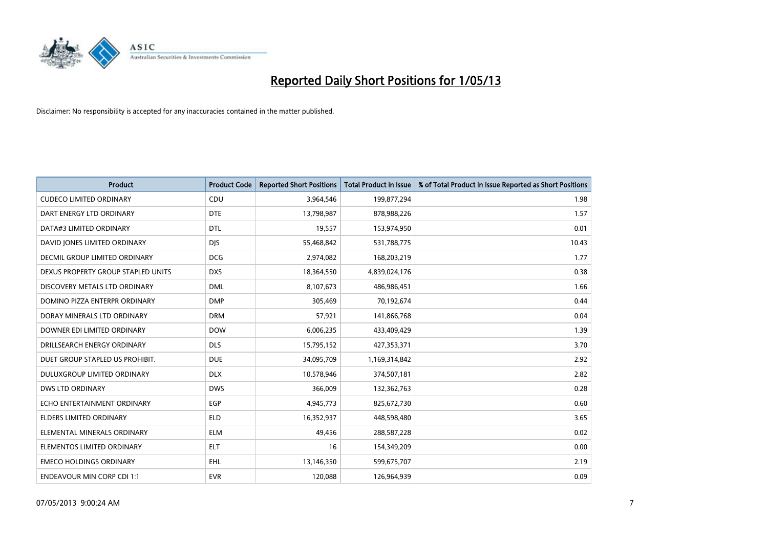# Reported Daily Short Positions for 1/05/13

Disclaimer: No responsibility is accepted for any inaccuracies contained in the matter published.

| Product | Product Code | Reported Short Positions | Total Product in Issue | % of Total Product in Issue Reported as Short Positions |
|---|---|---|---|---|
| CUDECO LIMITED ORDINARY | CDU | 3,964,546 | 199,877,294 | 1.98 |
| DART ENERGY LTD ORDINARY | DTE | 13,798,987 | 878,988,226 | 1.57 |
| DATA#3 LIMITED ORDINARY | DTL | 19,557 | 153,974,950 | 0.01 |
| DAVID JONES LIMITED ORDINARY | DJS | 55,468,842 | 531,788,775 | 10.43 |
| DECMIL GROUP LIMITED ORDINARY | DCG | 2,974,082 | 168,203,219 | 1.77 |
| DEXUS PROPERTY GROUP STAPLED UNITS | DXS | 18,364,550 | 4,839,024,176 | 0.38 |
| DISCOVERY METALS LTD ORDINARY | DML | 8,107,673 | 486,986,451 | 1.66 |
| DOMINO PIZZA ENTERPR ORDINARY | DMP | 305,469 | 70,192,674 | 0.44 |
| DORAY MINERALS LTD ORDINARY | DRM | 57,921 | 141,866,768 | 0.04 |
| DOWNER EDI LIMITED ORDINARY | DOW | 6,006,235 | 433,409,429 | 1.39 |
| DRILLSEARCH ENERGY ORDINARY | DLS | 15,795,152 | 427,353,371 | 3.70 |
| DUET GROUP STAPLED US PROHIBIT. | DUE | 34,095,709 | 1,169,314,842 | 2.92 |
| DULUXGROUP LIMITED ORDINARY | DLX | 10,578,946 | 374,507,181 | 2.82 |
| DWS LTD ORDINARY | DWS | 366,009 | 132,362,763 | 0.28 |
| ECHO ENTERTAINMENT ORDINARY | EGP | 4,945,773 | 825,672,730 | 0.60 |
| ELDERS LIMITED ORDINARY | ELD | 16,352,937 | 448,598,480 | 3.65 |
| ELEMENTAL MINERALS ORDINARY | ELM | 49,456 | 288,587,228 | 0.02 |
| ELEMENTOS LIMITED ORDINARY | ELT | 16 | 154,349,209 | 0.00 |
| EMECO HOLDINGS ORDINARY | EHL | 13,146,350 | 599,675,707 | 2.19 |
| ENDEAVOUR MIN CORP CDI 1:1 | EVR | 120,088 | 126,964,939 | 0.09 |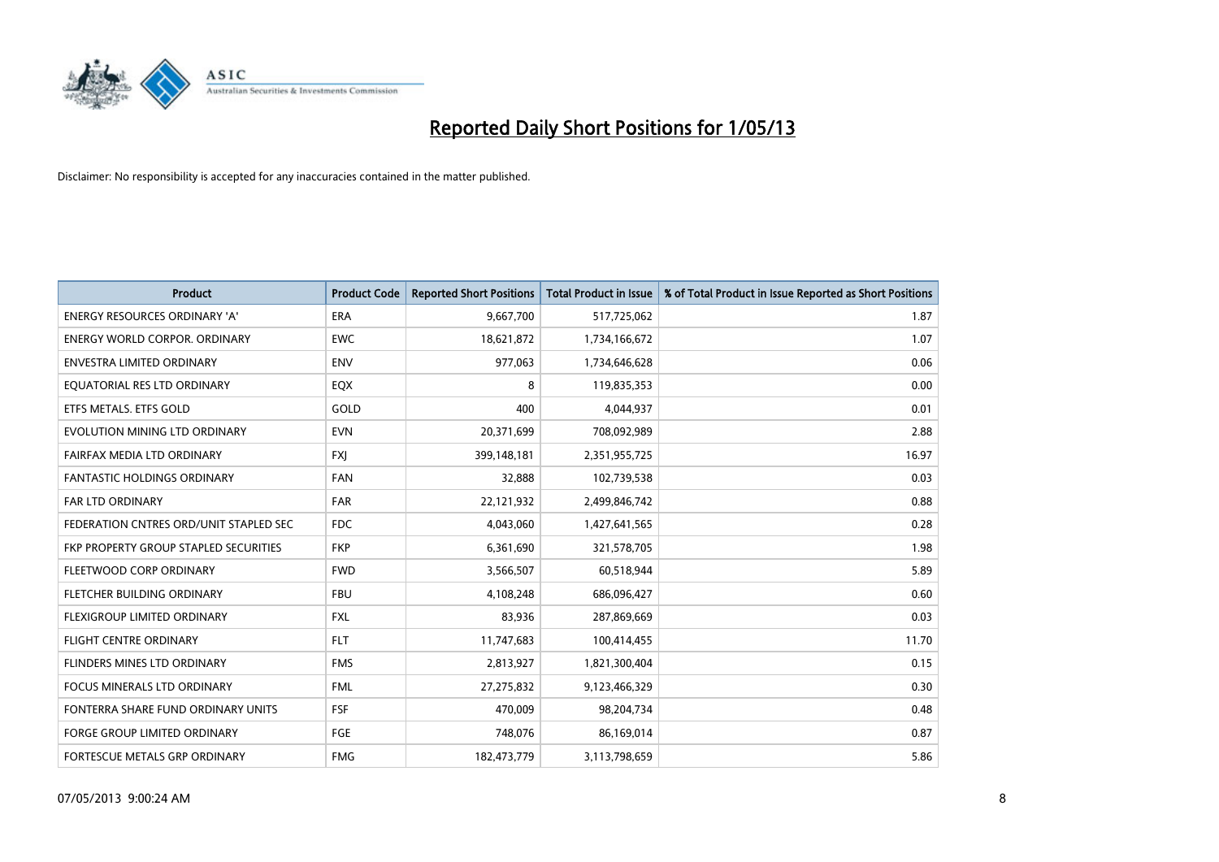# Reported Daily Short Positions for 1/05/13

Disclaimer: No responsibility is accepted for any inaccuracies contained in the matter published.

| Product | Product Code | Reported Short Positions | Total Product in Issue | % of Total Product in Issue Reported as Short Positions |
|---|---|---|---|---|
| ENERGY RESOURCES ORDINARY 'A' | ERA | 9,667,700 | 517,725,062 | 1.87 |
| ENERGY WORLD CORPOR. ORDINARY | EWC | 18,621,872 | 1,734,166,672 | 1.07 |
| ENVESTRA LIMITED ORDINARY | ENV | 977,063 | 1,734,646,628 | 0.06 |
| EQUATORIAL RES LTD ORDINARY | EQX | 8 | 119,835,353 | 0.00 |
| ETFS METALS. ETFS GOLD | GOLD | 400 | 4,044,937 | 0.01 |
| EVOLUTION MINING LTD ORDINARY | EVN | 20,371,699 | 708,092,989 | 2.88 |
| FAIRFAX MEDIA LTD ORDINARY | FXJ | 399,148,181 | 2,351,955,725 | 16.97 |
| FANTASTIC HOLDINGS ORDINARY | FAN | 32,888 | 102,739,538 | 0.03 |
| FAR LTD ORDINARY | FAR | 22,121,932 | 2,499,846,742 | 0.88 |
| FEDERATION CNTRES ORD/UNIT STAPLED SEC | FDC | 4,043,060 | 1,427,641,565 | 0.28 |
| FKP PROPERTY GROUP STAPLED SECURITIES | FKP | 6,361,690 | 321,578,705 | 1.98 |
| FLEETWOOD CORP ORDINARY | FWD | 3,566,507 | 60,518,944 | 5.89 |
| FLETCHER BUILDING ORDINARY | FBU | 4,108,248 | 686,096,427 | 0.60 |
| FLEXIGROUP LIMITED ORDINARY | FXL | 83,936 | 287,869,669 | 0.03 |
| FLIGHT CENTRE ORDINARY | FLT | 11,747,683 | 100,414,455 | 11.70 |
| FLINDERS MINES LTD ORDINARY | FMS | 2,813,927 | 1,821,300,404 | 0.15 |
| FOCUS MINERALS LTD ORDINARY | FML | 27,275,832 | 9,123,466,329 | 0.30 |
| FONTERRA SHARE FUND ORDINARY UNITS | FSF | 470,009 | 98,204,734 | 0.48 |
| FORGE GROUP LIMITED ORDINARY | FGE | 748,076 | 86,169,014 | 0.87 |
| FORTESCUE METALS GRP ORDINARY | FMG | 182,473,779 | 3,113,798,659 | 5.86 |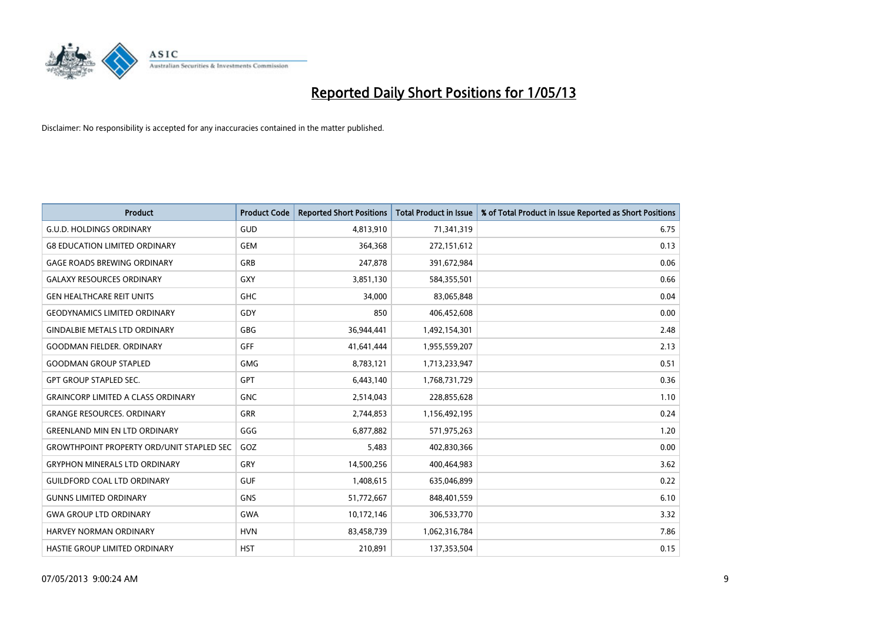# Reported Daily Short Positions for 1/05/13

Disclaimer: No responsibility is accepted for any inaccuracies contained in the matter published.

| Product | Product Code | Reported Short Positions | Total Product in Issue | % of Total Product in Issue Reported as Short Positions |
|---|---|---|---|---|
| G.U.D. HOLDINGS ORDINARY | GUD | 4,813,910 | 71,341,319 | 6.75 |
| G8 EDUCATION LIMITED ORDINARY | GEM | 364,368 | 272,151,612 | 0.13 |
| GAGE ROADS BREWING ORDINARY | GRB | 247,878 | 391,672,984 | 0.06 |
| GALAXY RESOURCES ORDINARY | GXY | 3,851,130 | 584,355,501 | 0.66 |
| GEN HEALTHCARE REIT UNITS | GHC | 34,000 | 83,065,848 | 0.04 |
| GEODYNAMICS LIMITED ORDINARY | GDY | 850 | 406,452,608 | 0.00 |
| GINDALBIE METALS LTD ORDINARY | GBG | 36,944,441 | 1,492,154,301 | 2.48 |
| GOODMAN FIELDER. ORDINARY | GFF | 41,641,444 | 1,955,559,207 | 2.13 |
| GOODMAN GROUP STAPLED | GMG | 8,783,121 | 1,713,233,947 | 0.51 |
| GPT GROUP STAPLED SEC. | GPT | 6,443,140 | 1,768,731,729 | 0.36 |
| GRAINCORP LIMITED A CLASS ORDINARY | GNC | 2,514,043 | 228,855,628 | 1.10 |
| GRANGE RESOURCES. ORDINARY | GRR | 2,744,853 | 1,156,492,195 | 0.24 |
| GREENLAND MIN EN LTD ORDINARY | GGG | 6,877,882 | 571,975,263 | 1.20 |
| GROWTHPOINT PROPERTY ORD/UNIT STAPLED SEC | GOZ | 5,483 | 402,830,366 | 0.00 |
| GRYPHON MINERALS LTD ORDINARY | GRY | 14,500,256 | 400,464,983 | 3.62 |
| GUILDFORD COAL LTD ORDINARY | GUF | 1,408,615 | 635,046,899 | 0.22 |
| GUNNS LIMITED ORDINARY | GNS | 51,772,667 | 848,401,559 | 6.10 |
| GWA GROUP LTD ORDINARY | GWA | 10,172,146 | 306,533,770 | 3.32 |
| HARVEY NORMAN ORDINARY | HVN | 83,458,739 | 1,062,316,784 | 7.86 |
| HASTIE GROUP LIMITED ORDINARY | HST | 210,891 | 137,353,504 | 0.15 |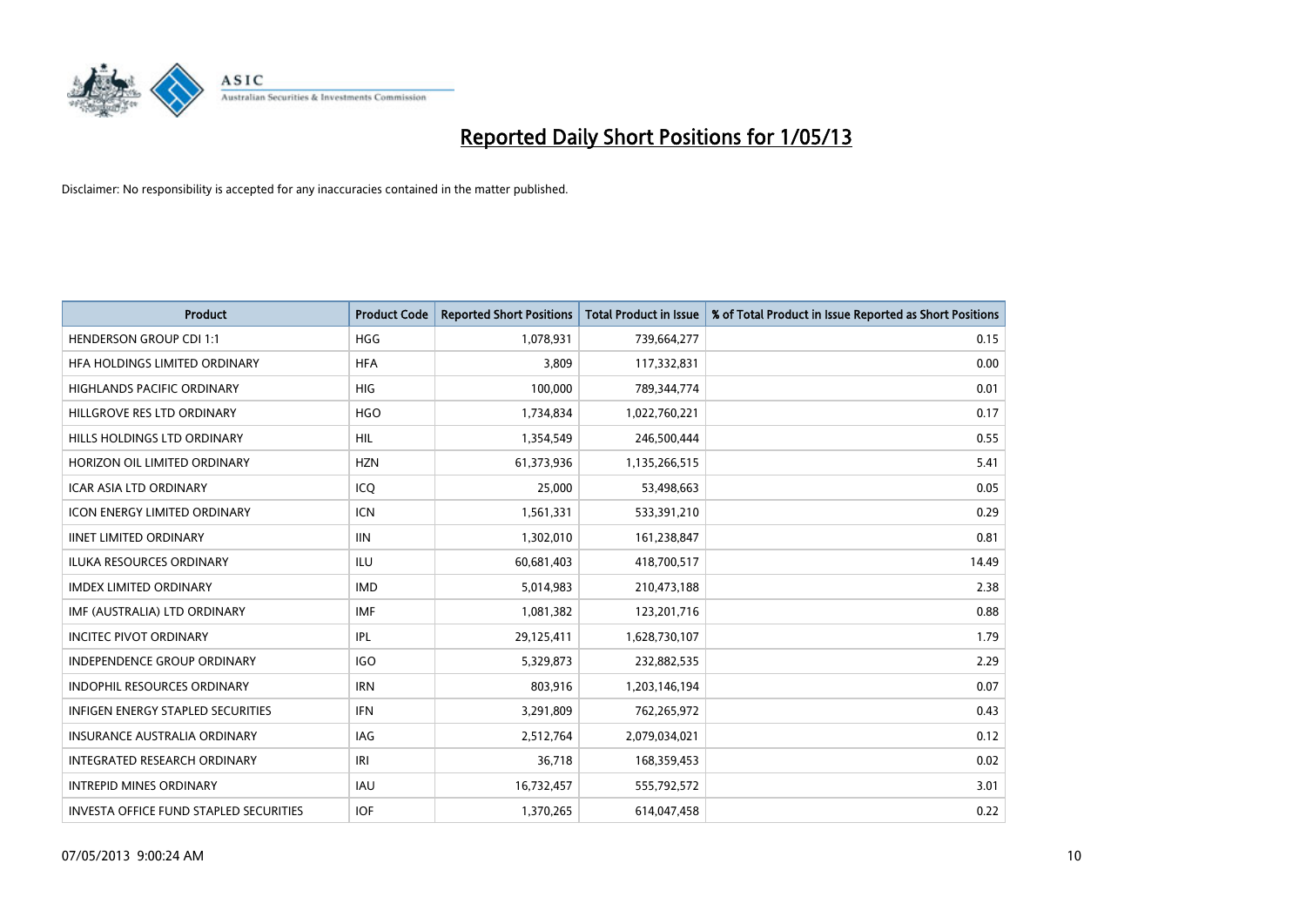# Reported Daily Short Positions for 1/05/13

Disclaimer: No responsibility is accepted for any inaccuracies contained in the matter published.

| Product | Product Code | Reported Short Positions | Total Product in Issue | % of Total Product in Issue Reported as Short Positions |
|---|---|---|---|---|
| HENDERSON GROUP CDI 1:1 | HGG | 1,078,931 | 739,664,277 | 0.15 |
| HFA HOLDINGS LIMITED ORDINARY | HFA | 3,809 | 117,332,831 | 0.00 |
| HIGHLANDS PACIFIC ORDINARY | HIG | 100,000 | 789,344,774 | 0.01 |
| HILLGROVE RES LTD ORDINARY | HGO | 1,734,834 | 1,022,760,221 | 0.17 |
| HILLS HOLDINGS LTD ORDINARY | HIL | 1,354,549 | 246,500,444 | 0.55 |
| HORIZON OIL LIMITED ORDINARY | HZN | 61,373,936 | 1,135,266,515 | 5.41 |
| ICAR ASIA LTD ORDINARY | ICQ | 25,000 | 53,498,663 | 0.05 |
| ICON ENERGY LIMITED ORDINARY | ICN | 1,561,331 | 533,391,210 | 0.29 |
| IINET LIMITED ORDINARY | IIN | 1,302,010 | 161,238,847 | 0.81 |
| ILUKA RESOURCES ORDINARY | ILU | 60,681,403 | 418,700,517 | 14.49 |
| IMDEX LIMITED ORDINARY | IMD | 5,014,983 | 210,473,188 | 2.38 |
| IMF (AUSTRALIA) LTD ORDINARY | IMF | 1,081,382 | 123,201,716 | 0.88 |
| INCITEC PIVOT ORDINARY | IPL | 29,125,411 | 1,628,730,107 | 1.79 |
| INDEPENDENCE GROUP ORDINARY | IGO | 5,329,873 | 232,882,535 | 2.29 |
| INDOPHIL RESOURCES ORDINARY | IRN | 803,916 | 1,203,146,194 | 0.07 |
| INFIGEN ENERGY STAPLED SECURITIES | IFN | 3,291,809 | 762,265,972 | 0.43 |
| INSURANCE AUSTRALIA ORDINARY | IAG | 2,512,764 | 2,079,034,021 | 0.12 |
| INTEGRATED RESEARCH ORDINARY | IRI | 36,718 | 168,359,453 | 0.02 |
| INTREPID MINES ORDINARY | IAU | 16,732,457 | 555,792,572 | 3.01 |
| INVESTA OFFICE FUND STAPLED SECURITIES | IOF | 1,370,265 | 614,047,458 | 0.22 |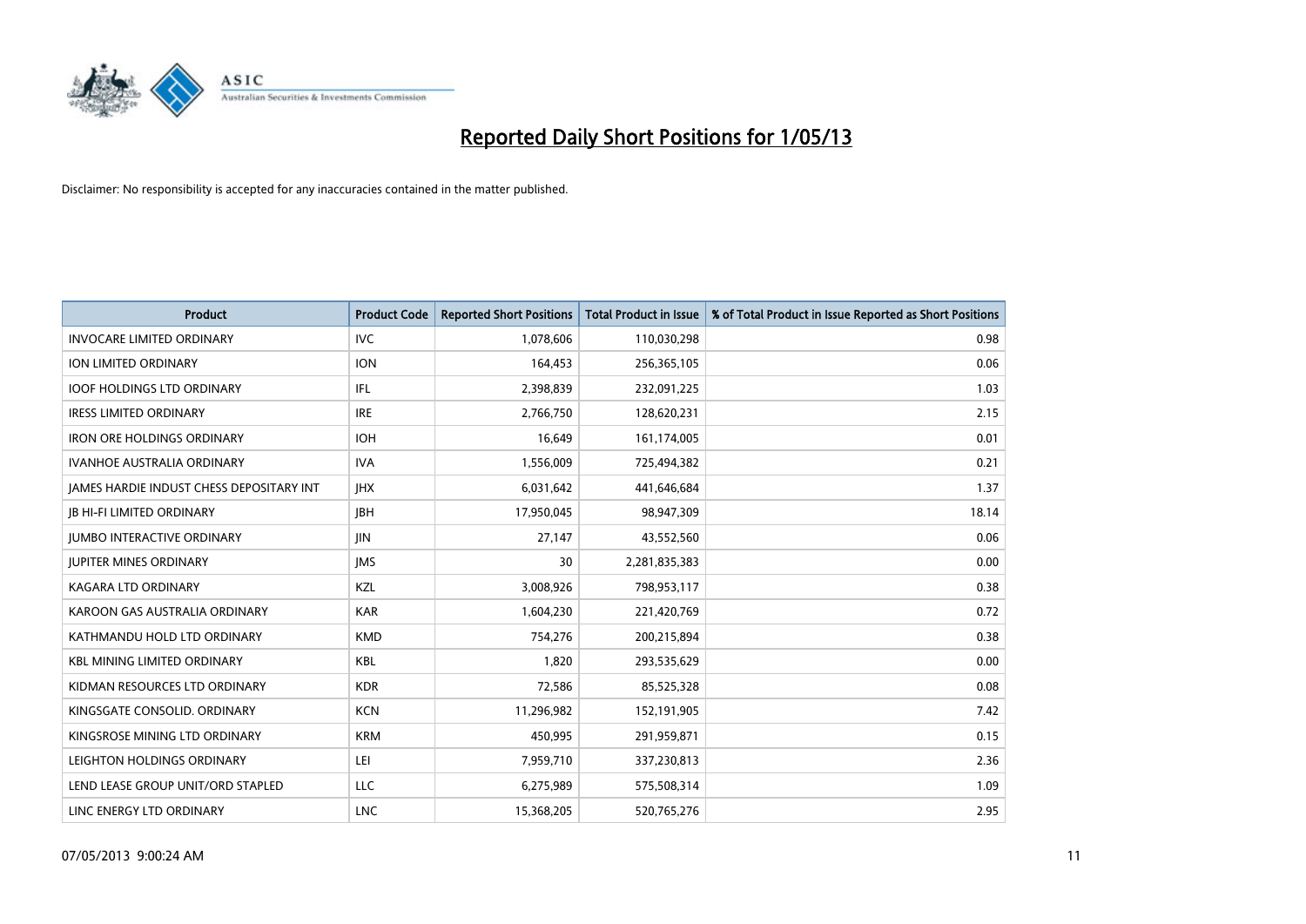# Reported Daily Short Positions for 1/05/13

Disclaimer: No responsibility is accepted for any inaccuracies contained in the matter published.

| Product | Product Code | Reported Short Positions | Total Product in Issue | % of Total Product in Issue Reported as Short Positions |
|---|---|---|---|---|
| INVOCARE LIMITED ORDINARY | IVC | 1,078,606 | 110,030,298 | 0.98 |
| ION LIMITED ORDINARY | ION | 164,453 | 256,365,105 | 0.06 |
| IOOF HOLDINGS LTD ORDINARY | IFL | 2,398,839 | 232,091,225 | 1.03 |
| IRESS LIMITED ORDINARY | IRE | 2,766,750 | 128,620,231 | 2.15 |
| IRON ORE HOLDINGS ORDINARY | IOH | 16,649 | 161,174,005 | 0.01 |
| IVANHOE AUSTRALIA ORDINARY | IVA | 1,556,009 | 725,494,382 | 0.21 |
| JAMES HARDIE INDUST CHESS DEPOSITARY INT | JHX | 6,031,642 | 441,646,684 | 1.37 |
| JB HI-FI LIMITED ORDINARY | JBH | 17,950,045 | 98,947,309 | 18.14 |
| JUMBO INTERACTIVE ORDINARY | JIN | 27,147 | 43,552,560 | 0.06 |
| JUPITER MINES ORDINARY | JMS | 30 | 2,281,835,383 | 0.00 |
| KAGARA LTD ORDINARY | KZL | 3,008,926 | 798,953,117 | 0.38 |
| KAROON GAS AUSTRALIA ORDINARY | KAR | 1,604,230 | 221,420,769 | 0.72 |
| KATHMANDU HOLD LTD ORDINARY | KMD | 754,276 | 200,215,894 | 0.38 |
| KBL MINING LIMITED ORDINARY | KBL | 1,820 | 293,535,629 | 0.00 |
| KIDMAN RESOURCES LTD ORDINARY | KDR | 72,586 | 85,525,328 | 0.08 |
| KINGSGATE CONSOLID. ORDINARY | KCN | 11,296,982 | 152,191,905 | 7.42 |
| KINGSROSE MINING LTD ORDINARY | KRM | 450,995 | 291,959,871 | 0.15 |
| LEIGHTON HOLDINGS ORDINARY | LEI | 7,959,710 | 337,230,813 | 2.36 |
| LEND LEASE GROUP UNIT/ORD STAPLED | LLC | 6,275,989 | 575,508,314 | 1.09 |
| LINC ENERGY LTD ORDINARY | LNC | 15,368,205 | 520,765,276 | 2.95 |

07/05/2013 9:00:24 AM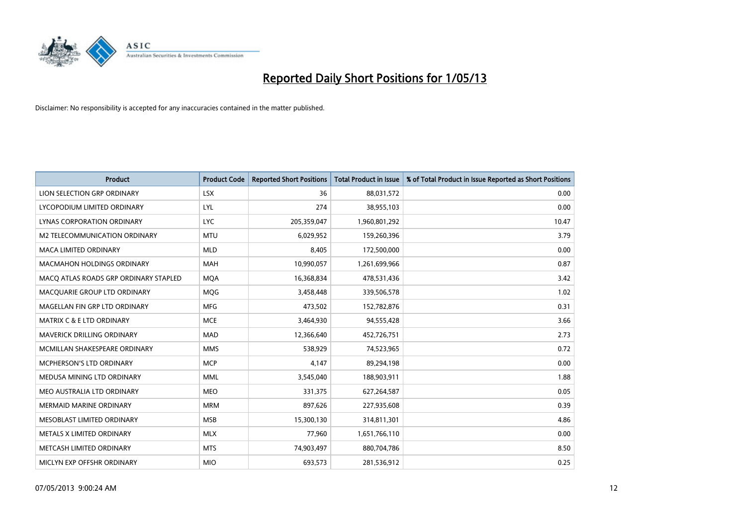# Reported Daily Short Positions for 1/05/13

Disclaimer: No responsibility is accepted for any inaccuracies contained in the matter published.

| Product | Product Code | Reported Short Positions | Total Product in Issue | % of Total Product in Issue Reported as Short Positions |
|---|---|---|---|---|
| LION SELECTION GRP ORDINARY | LSX | 36 | 88,031,572 | 0.00 |
| LYCOPODIUM LIMITED ORDINARY | LYL | 274 | 38,955,103 | 0.00 |
| LYNAS CORPORATION ORDINARY | LYC | 205,359,047 | 1,960,801,292 | 10.47 |
| M2 TELECOMMUNICATION ORDINARY | MTU | 6,029,952 | 159,260,396 | 3.79 |
| MACA LIMITED ORDINARY | MLD | 8,405 | 172,500,000 | 0.00 |
| MACMAHON HOLDINGS ORDINARY | MAH | 10,990,057 | 1,261,699,966 | 0.87 |
| MACQ ATLAS ROADS GRP ORDINARY STAPLED | MQA | 16,368,834 | 478,531,436 | 3.42 |
| MACQUARIE GROUP LTD ORDINARY | MQG | 3,458,448 | 339,506,578 | 1.02 |
| MAGELLAN FIN GRP LTD ORDINARY | MFG | 473,502 | 152,782,876 | 0.31 |
| MATRIX C & E LTD ORDINARY | MCE | 3,464,930 | 94,555,428 | 3.66 |
| MAVERICK DRILLING ORDINARY | MAD | 12,366,640 | 452,726,751 | 2.73 |
| MCMILLAN SHAKESPEARE ORDINARY | MMS | 538,929 | 74,523,965 | 0.72 |
| MCPHERSON'S LTD ORDINARY | MCP | 4,147 | 89,294,198 | 0.00 |
| MEDUSA MINING LTD ORDINARY | MML | 3,545,040 | 188,903,911 | 1.88 |
| MEO AUSTRALIA LTD ORDINARY | MEO | 331,375 | 627,264,587 | 0.05 |
| MERMAID MARINE ORDINARY | MRM | 897,626 | 227,935,608 | 0.39 |
| MESOBLAST LIMITED ORDINARY | MSB | 15,300,130 | 314,811,301 | 4.86 |
| METALS X LIMITED ORDINARY | MLX | 77,960 | 1,651,766,110 | 0.00 |
| METCASH LIMITED ORDINARY | MTS | 74,903,497 | 880,704,786 | 8.50 |
| MICLYN EXP OFFSHR ORDINARY | MIO | 693,573 | 281,536,912 | 0.25 |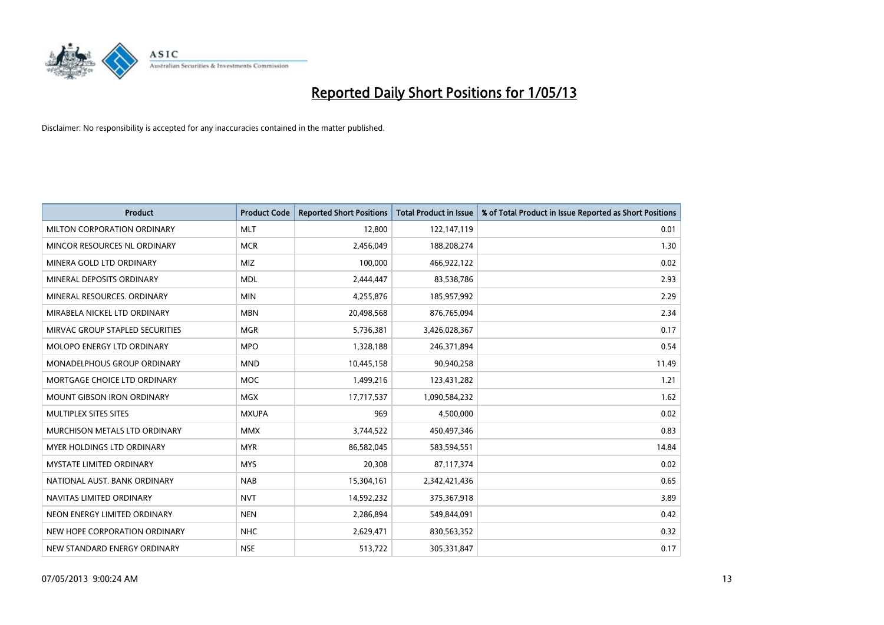# Reported Daily Short Positions for 1/05/13

Disclaimer: No responsibility is accepted for any inaccuracies contained in the matter published.

| Product | Product Code | Reported Short Positions | Total Product in Issue | % of Total Product in Issue Reported as Short Positions |
|---|---|---|---|---|
| MILTON CORPORATION ORDINARY | MLT | 12,800 | 122,147,119 | 0.01 |
| MINCOR RESOURCES NL ORDINARY | MCR | 2,456,049 | 188,208,274 | 1.30 |
| MINERA GOLD LTD ORDINARY | MIZ | 100,000 | 466,922,122 | 0.02 |
| MINERAL DEPOSITS ORDINARY | MDL | 2,444,447 | 83,538,786 | 2.93 |
| MINERAL RESOURCES. ORDINARY | MIN | 4,255,876 | 185,957,992 | 2.29 |
| MIRABELA NICKEL LTD ORDINARY | MBN | 20,498,568 | 876,765,094 | 2.34 |
| MIRVAC GROUP STAPLED SECURITIES | MGR | 5,736,381 | 3,426,028,367 | 0.17 |
| MOLOPO ENERGY LTD ORDINARY | MPO | 1,328,188 | 246,371,894 | 0.54 |
| MONADELPHOUS GROUP ORDINARY | MND | 10,445,158 | 90,940,258 | 11.49 |
| MORTGAGE CHOICE LTD ORDINARY | MOC | 1,499,216 | 123,431,282 | 1.21 |
| MOUNT GIBSON IRON ORDINARY | MGX | 17,717,537 | 1,090,584,232 | 1.62 |
| MULTIPLEX SITES SITES | MXUPA | 969 | 4,500,000 | 0.02 |
| MURCHISON METALS LTD ORDINARY | MMX | 3,744,522 | 450,497,346 | 0.83 |
| MYER HOLDINGS LTD ORDINARY | MYR | 86,582,045 | 583,594,551 | 14.84 |
| MYSTATE LIMITED ORDINARY | MYS | 20,308 | 87,117,374 | 0.02 |
| NATIONAL AUST. BANK ORDINARY | NAB | 15,304,161 | 2,342,421,436 | 0.65 |
| NAVITAS LIMITED ORDINARY | NVT | 14,592,232 | 375,367,918 | 3.89 |
| NEON ENERGY LIMITED ORDINARY | NEN | 2,286,894 | 549,844,091 | 0.42 |
| NEW HOPE CORPORATION ORDINARY | NHC | 2,629,471 | 830,563,352 | 0.32 |
| NEW STANDARD ENERGY ORDINARY | NSE | 513,722 | 305,331,847 | 0.17 |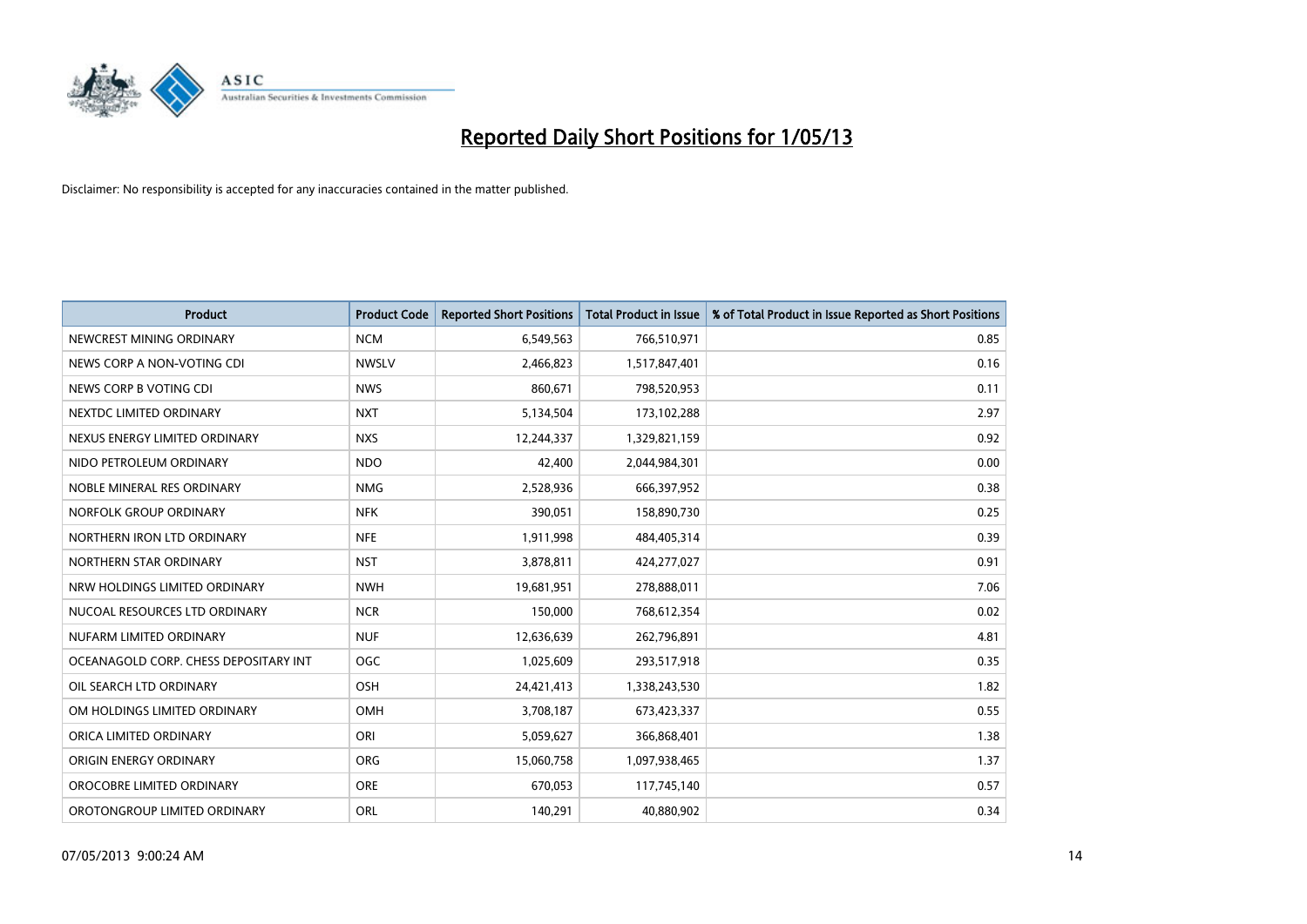# Reported Daily Short Positions for 1/05/13

Disclaimer: No responsibility is accepted for any inaccuracies contained in the matter published.

| Product | Product Code | Reported Short Positions | Total Product in Issue | % of Total Product in Issue Reported as Short Positions |
| --- | --- | --- | --- | --- |
| NEWCREST MINING ORDINARY | NCM | 6,549,563 | 766,510,971 | 0.85 |
| NEWS CORP A NON-VOTING CDI | NWSLV | 2,466,823 | 1,517,847,401 | 0.16 |
| NEWS CORP B VOTING CDI | NWS | 860,671 | 798,520,953 | 0.11 |
| NEXTDC LIMITED ORDINARY | NXT | 5,134,504 | 173,102,288 | 2.97 |
| NEXUS ENERGY LIMITED ORDINARY | NXS | 12,244,337 | 1,329,821,159 | 0.92 |
| NIDO PETROLEUM ORDINARY | NDO | 42,400 | 2,044,984,301 | 0.00 |
| NOBLE MINERAL RES ORDINARY | NMG | 2,528,936 | 666,397,952 | 0.38 |
| NORFOLK GROUP ORDINARY | NFK | 390,051 | 158,890,730 | 0.25 |
| NORTHERN IRON LTD ORDINARY | NFE | 1,911,998 | 484,405,314 | 0.39 |
| NORTHERN STAR ORDINARY | NST | 3,878,811 | 424,277,027 | 0.91 |
| NRW HOLDINGS LIMITED ORDINARY | NWH | 19,681,951 | 278,888,011 | 7.06 |
| NUCOAL RESOURCES LTD ORDINARY | NCR | 150,000 | 768,612,354 | 0.02 |
| NUFARM LIMITED ORDINARY | NUF | 12,636,639 | 262,796,891 | 4.81 |
| OCEANAGOLD CORP. CHESS DEPOSITARY INT | OGC | 1,025,609 | 293,517,918 | 0.35 |
| OIL SEARCH LTD ORDINARY | OSH | 24,421,413 | 1,338,243,530 | 1.82 |
| OM HOLDINGS LIMITED ORDINARY | OMH | 3,708,187 | 673,423,337 | 0.55 |
| ORICA LIMITED ORDINARY | ORI | 5,059,627 | 366,868,401 | 1.38 |
| ORIGIN ENERGY ORDINARY | ORG | 15,060,758 | 1,097,938,465 | 1.37 |
| OROCOBRE LIMITED ORDINARY | ORE | 670,053 | 117,745,140 | 0.57 |
| OROTONGROUP LIMITED ORDINARY | ORL | 140,291 | 40,880,902 | 0.34 |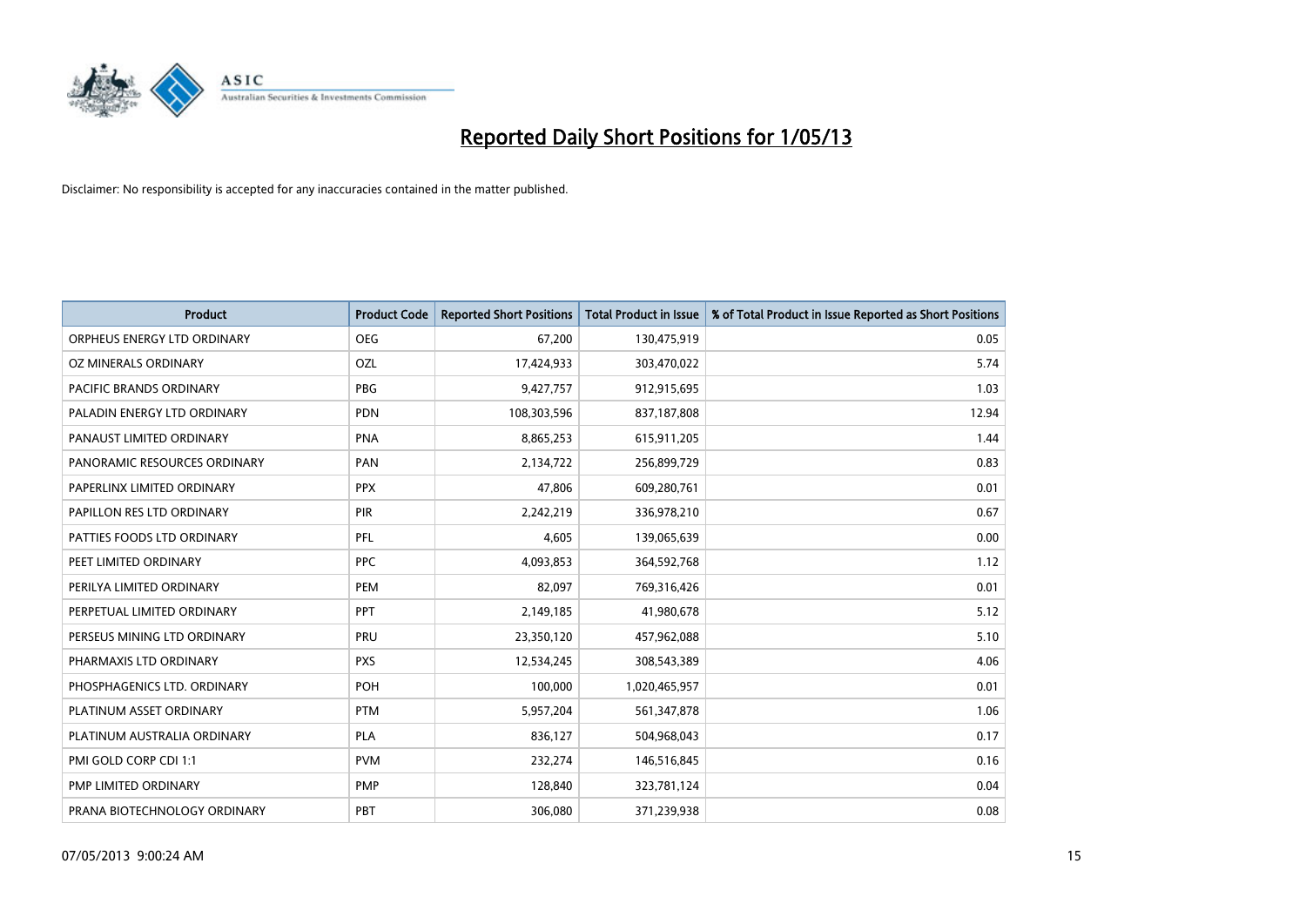# Reported Daily Short Positions for 1/05/13

Disclaimer: No responsibility is accepted for any inaccuracies contained in the matter published.

| Product | Product Code | Reported Short Positions | Total Product in Issue | % of Total Product in Issue Reported as Short Positions |
|---|---|---|---|---|
| ORPHEUS ENERGY LTD ORDINARY | OEG | 67,200 | 130,475,919 | 0.05 |
| OZ MINERALS ORDINARY | OZL | 17,424,933 | 303,470,022 | 5.74 |
| PACIFIC BRANDS ORDINARY | PBG | 9,427,757 | 912,915,695 | 1.03 |
| PALADIN ENERGY LTD ORDINARY | PDN | 108,303,596 | 837,187,808 | 12.94 |
| PANAUST LIMITED ORDINARY | PNA | 8,865,253 | 615,911,205 | 1.44 |
| PANORAMIC RESOURCES ORDINARY | PAN | 2,134,722 | 256,899,729 | 0.83 |
| PAPERLINX LIMITED ORDINARY | PPX | 47,806 | 609,280,761 | 0.01 |
| PAPILLON RES LTD ORDINARY | PIR | 2,242,219 | 336,978,210 | 0.67 |
| PATTIES FOODS LTD ORDINARY | PFL | 4,605 | 139,065,639 | 0.00 |
| PEET LIMITED ORDINARY | PPC | 4,093,853 | 364,592,768 | 1.12 |
| PERILYA LIMITED ORDINARY | PEM | 82,097 | 769,316,426 | 0.01 |
| PERPETUAL LIMITED ORDINARY | PPT | 2,149,185 | 41,980,678 | 5.12 |
| PERSEUS MINING LTD ORDINARY | PRU | 23,350,120 | 457,962,088 | 5.10 |
| PHARMAXIS LTD ORDINARY | PXS | 12,534,245 | 308,543,389 | 4.06 |
| PHOSPHAGENICS LTD. ORDINARY | POH | 100,000 | 1,020,465,957 | 0.01 |
| PLATINUM ASSET ORDINARY | PTM | 5,957,204 | 561,347,878 | 1.06 |
| PLATINUM AUSTRALIA ORDINARY | PLA | 836,127 | 504,968,043 | 0.17 |
| PMI GOLD CORP CDI 1:1 | PVM | 232,274 | 146,516,845 | 0.16 |
| PMP LIMITED ORDINARY | PMP | 128,840 | 323,781,124 | 0.04 |
| PRANA BIOTECHNOLOGY ORDINARY | PBT | 306,080 | 371,239,938 | 0.08 |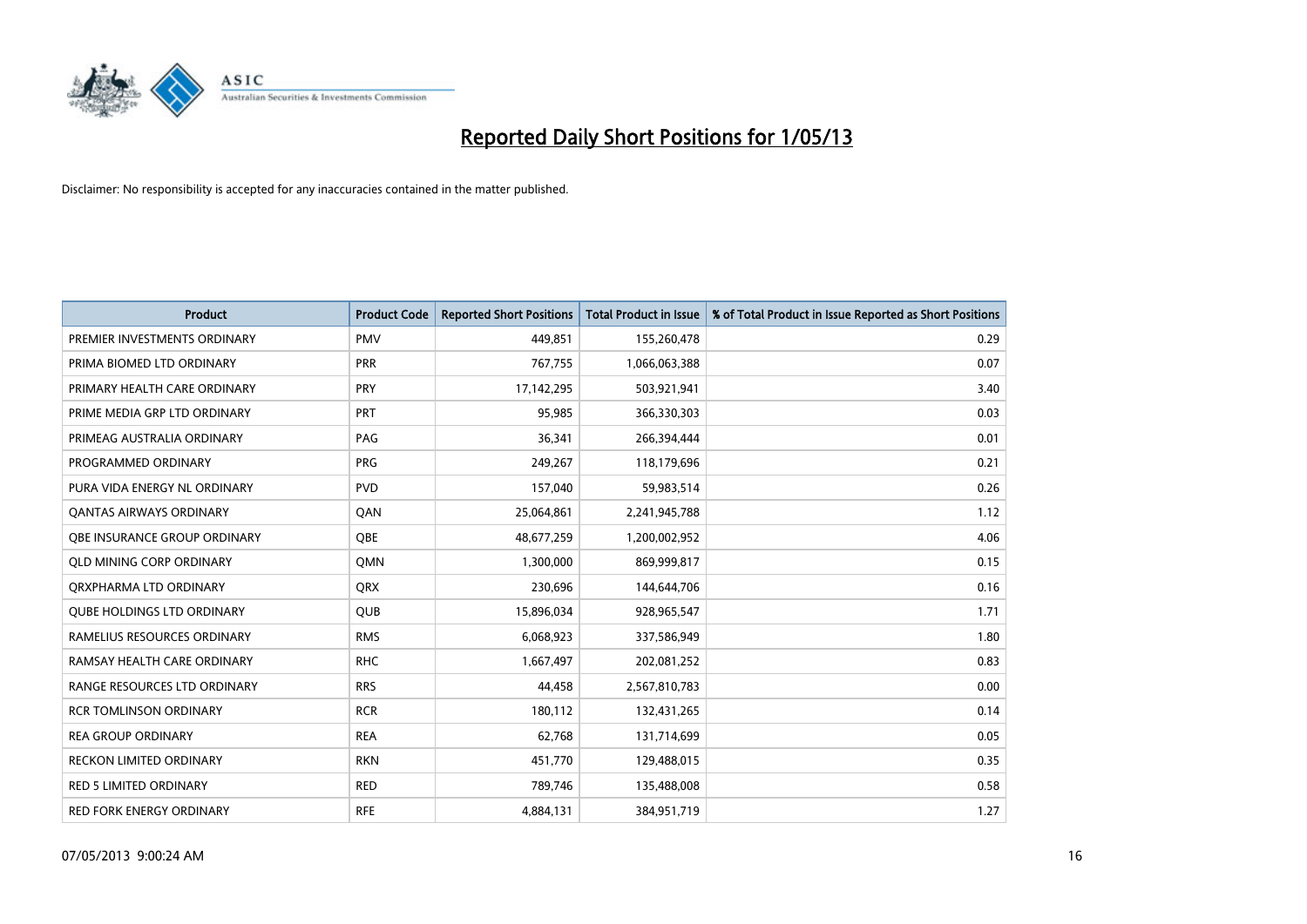# Reported Daily Short Positions for 1/05/13

Disclaimer: No responsibility is accepted for any inaccuracies contained in the matter published.

| Product | Product Code | Reported Short Positions | Total Product in Issue | % of Total Product in Issue Reported as Short Positions |
|---|---|---|---|---|
| PREMIER INVESTMENTS ORDINARY | PMV | 449,851 | 155,260,478 | 0.29 |
| PRIMA BIOMED LTD ORDINARY | PRR | 767,755 | 1,066,063,388 | 0.07 |
| PRIMARY HEALTH CARE ORDINARY | PRY | 17,142,295 | 503,921,941 | 3.40 |
| PRIME MEDIA GRP LTD ORDINARY | PRT | 95,985 | 366,330,303 | 0.03 |
| PRIMEAG AUSTRALIA ORDINARY | PAG | 36,341 | 266,394,444 | 0.01 |
| PROGRAMMED ORDINARY | PRG | 249,267 | 118,179,696 | 0.21 |
| PURA VIDA ENERGY NL ORDINARY | PVD | 157,040 | 59,983,514 | 0.26 |
| QANTAS AIRWAYS ORDINARY | QAN | 25,064,861 | 2,241,945,788 | 1.12 |
| QBE INSURANCE GROUP ORDINARY | QBE | 48,677,259 | 1,200,002,952 | 4.06 |
| QLD MINING CORP ORDINARY | QMN | 1,300,000 | 869,999,817 | 0.15 |
| QRXPHARMA LTD ORDINARY | QRX | 230,696 | 144,644,706 | 0.16 |
| QUBE HOLDINGS LTD ORDINARY | QUB | 15,896,034 | 928,965,547 | 1.71 |
| RAMELIUS RESOURCES ORDINARY | RMS | 6,068,923 | 337,586,949 | 1.80 |
| RAMSAY HEALTH CARE ORDINARY | RHC | 1,667,497 | 202,081,252 | 0.83 |
| RANGE RESOURCES LTD ORDINARY | RRS | 44,458 | 2,567,810,783 | 0.00 |
| RCR TOMLINSON ORDINARY | RCR | 180,112 | 132,431,265 | 0.14 |
| REA GROUP ORDINARY | REA | 62,768 | 131,714,699 | 0.05 |
| RECKON LIMITED ORDINARY | RKN | 451,770 | 129,488,015 | 0.35 |
| RED 5 LIMITED ORDINARY | RED | 789,746 | 135,488,008 | 0.58 |
| RED FORK ENERGY ORDINARY | RFE | 4,884,131 | 384,951,719 | 1.27 |

07/05/2013 9:00:24 AM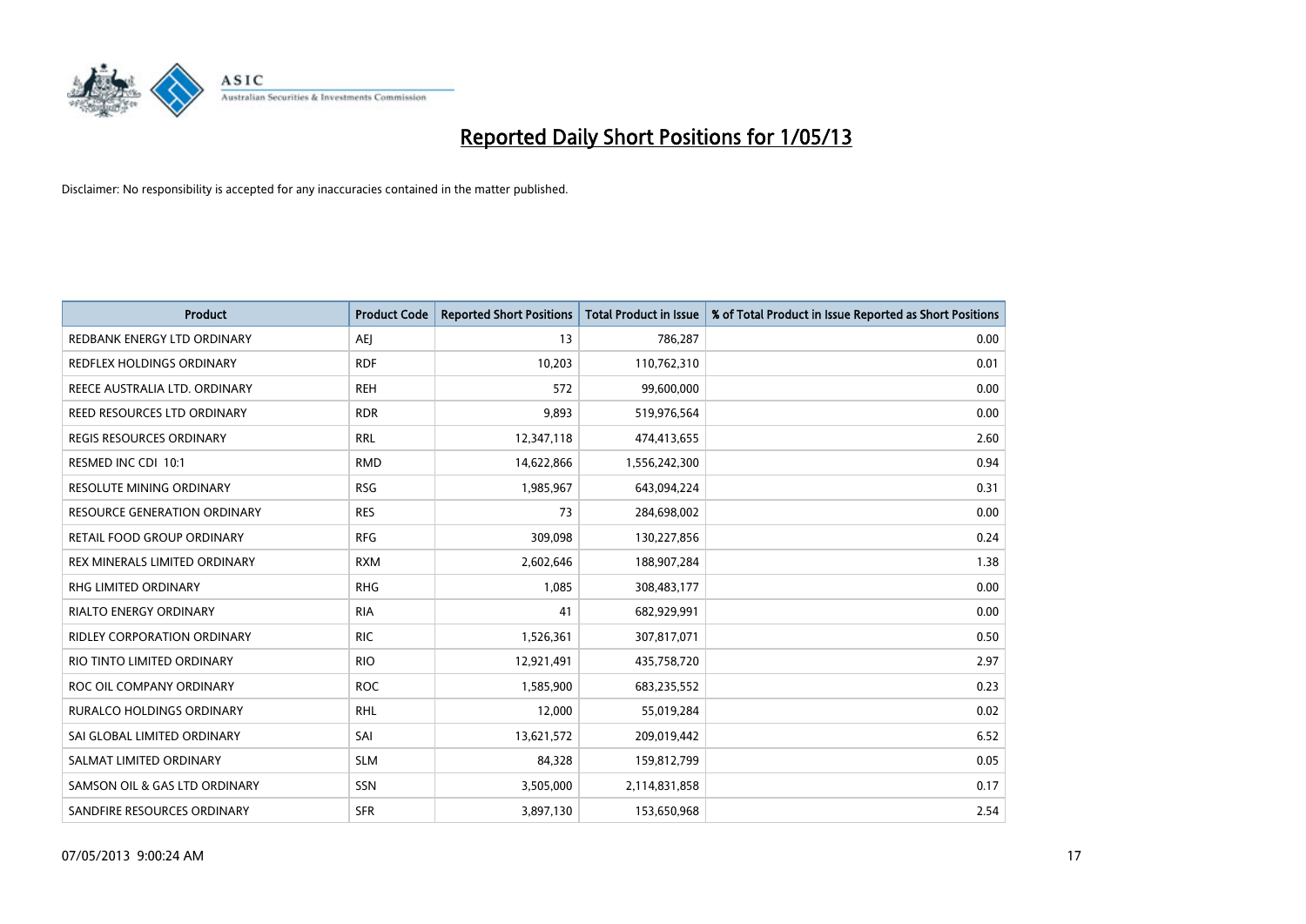# Reported Daily Short Positions for 1/05/13

Disclaimer: No responsibility is accepted for any inaccuracies contained in the matter published.

| Product | Product Code | Reported Short Positions | Total Product in Issue | % of Total Product in Issue Reported as Short Positions |
|---|---|---|---|---|
| REDBANK ENERGY LTD ORDINARY | AEJ | 13 | 786,287 | 0.00 |
| REDFLEX HOLDINGS ORDINARY | RDF | 10,203 | 110,762,310 | 0.01 |
| REECE AUSTRALIA LTD. ORDINARY | REH | 572 | 99,600,000 | 0.00 |
| REED RESOURCES LTD ORDINARY | RDR | 9,893 | 519,976,564 | 0.00 |
| REGIS RESOURCES ORDINARY | RRL | 12,347,118 | 474,413,655 | 2.60 |
| RESMED INC CDI 10:1 | RMD | 14,622,866 | 1,556,242,300 | 0.94 |
| RESOLUTE MINING ORDINARY | RSG | 1,985,967 | 643,094,224 | 0.31 |
| RESOURCE GENERATION ORDINARY | RES | 73 | 284,698,002 | 0.00 |
| RETAIL FOOD GROUP ORDINARY | RFG | 309,098 | 130,227,856 | 0.24 |
| REX MINERALS LIMITED ORDINARY | RXM | 2,602,646 | 188,907,284 | 1.38 |
| RHG LIMITED ORDINARY | RHG | 1,085 | 308,483,177 | 0.00 |
| RIALTO ENERGY ORDINARY | RIA | 41 | 682,929,991 | 0.00 |
| RIDLEY CORPORATION ORDINARY | RIC | 1,526,361 | 307,817,071 | 0.50 |
| RIO TINTO LIMITED ORDINARY | RIO | 12,921,491 | 435,758,720 | 2.97 |
| ROC OIL COMPANY ORDINARY | ROC | 1,585,900 | 683,235,552 | 0.23 |
| RURALCO HOLDINGS ORDINARY | RHL | 12,000 | 55,019,284 | 0.02 |
| SAI GLOBAL LIMITED ORDINARY | SAI | 13,621,572 | 209,019,442 | 6.52 |
| SALMAT LIMITED ORDINARY | SLM | 84,328 | 159,812,799 | 0.05 |
| SAMSON OIL & GAS LTD ORDINARY | SSN | 3,505,000 | 2,114,831,858 | 0.17 |
| SANDFIRE RESOURCES ORDINARY | SFR | 3,897,130 | 153,650,968 | 2.54 |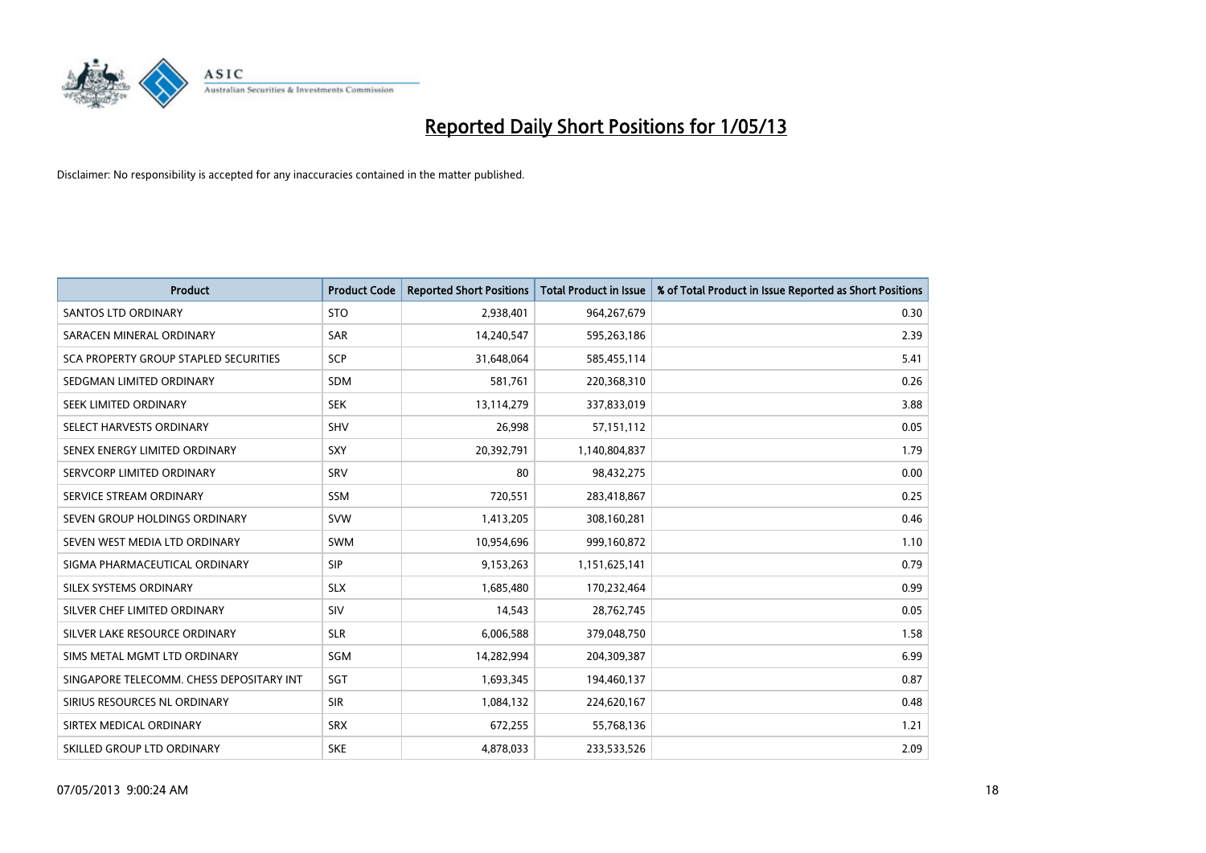# Reported Daily Short Positions for 1/05/13

Disclaimer: No responsibility is accepted for any inaccuracies contained in the matter published.

| Product | Product Code | Reported Short Positions | Total Product in Issue | % of Total Product in Issue Reported as Short Positions |
|---|---|---|---|---|
| SANTOS LTD ORDINARY | STO | 2,938,401 | 964,267,679 | 0.30 |
| SARACEN MINERAL ORDINARY | SAR | 14,240,547 | 595,263,186 | 2.39 |
| SCA PROPERTY GROUP STAPLED SECURITIES | SCP | 31,648,064 | 585,455,114 | 5.41 |
| SEDGMAN LIMITED ORDINARY | SDM | 581,761 | 220,368,310 | 0.26 |
| SEEK LIMITED ORDINARY | SEK | 13,114,279 | 337,833,019 | 3.88 |
| SELECT HARVESTS ORDINARY | SHV | 26,998 | 57,151,112 | 0.05 |
| SENEX ENERGY LIMITED ORDINARY | SXY | 20,392,791 | 1,140,804,837 | 1.79 |
| SERVCORP LIMITED ORDINARY | SRV | 80 | 98,432,275 | 0.00 |
| SERVICE STREAM ORDINARY | SSM | 720,551 | 283,418,867 | 0.25 |
| SEVEN GROUP HOLDINGS ORDINARY | SVW | 1,413,205 | 308,160,281 | 0.46 |
| SEVEN WEST MEDIA LTD ORDINARY | SWM | 10,954,696 | 999,160,872 | 1.10 |
| SIGMA PHARMACEUTICAL ORDINARY | SIP | 9,153,263 | 1,151,625,141 | 0.79 |
| SILEX SYSTEMS ORDINARY | SLX | 1,685,480 | 170,232,464 | 0.99 |
| SILVER CHEF LIMITED ORDINARY | SIV | 14,543 | 28,762,745 | 0.05 |
| SILVER LAKE RESOURCE ORDINARY | SLR | 6,006,588 | 379,048,750 | 1.58 |
| SIMS METAL MGMT LTD ORDINARY | SGM | 14,282,994 | 204,309,387 | 6.99 |
| SINGAPORE TELECOMM. CHESS DEPOSITARY INT | SGT | 1,693,345 | 194,460,137 | 0.87 |
| SIRIUS RESOURCES NL ORDINARY | SIR | 1,084,132 | 224,620,167 | 0.48 |
| SIRTEX MEDICAL ORDINARY | SRX | 672,255 | 55,768,136 | 1.21 |
| SKILLED GROUP LTD ORDINARY | SKE | 4,878,033 | 233,533,526 | 2.09 |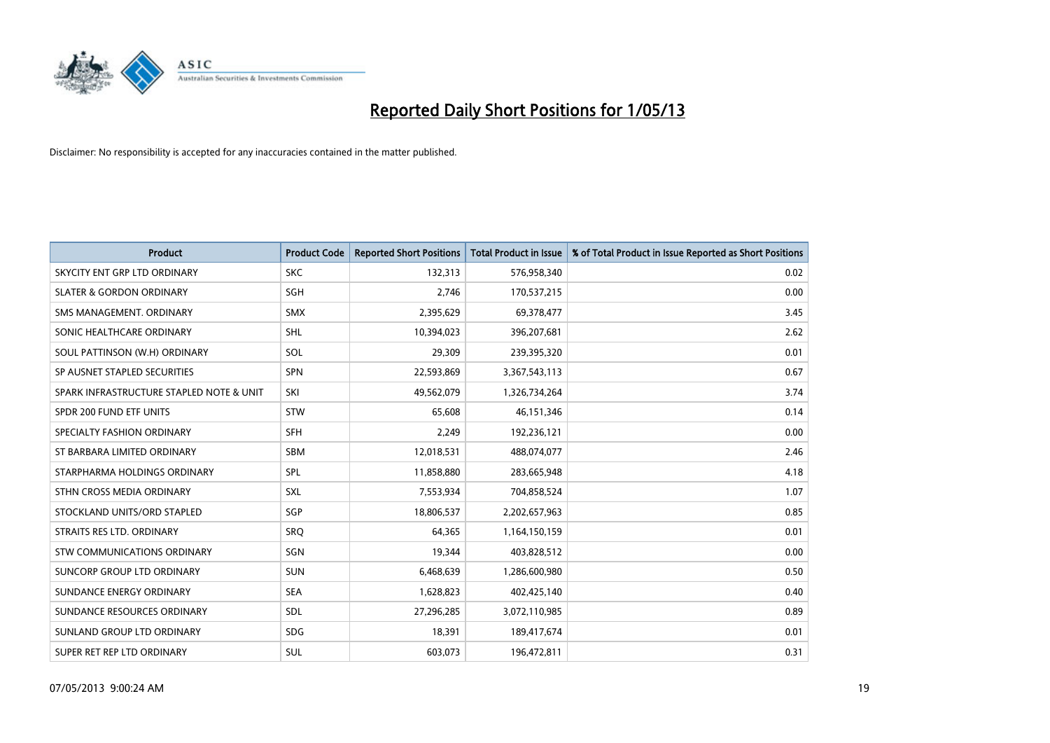# Reported Daily Short Positions for 1/05/13

Disclaimer: No responsibility is accepted for any inaccuracies contained in the matter published.

| Product | Product Code | Reported Short Positions | Total Product in Issue | % of Total Product in Issue Reported as Short Positions |
|---|---|---|---|---|
| SKYCITY ENT GRP LTD ORDINARY | SKC | 132,313 | 576,958,340 | 0.02 |
| SLATER & GORDON ORDINARY | SGH | 2,746 | 170,537,215 | 0.00 |
| SMS MANAGEMENT. ORDINARY | SMX | 2,395,629 | 69,378,477 | 3.45 |
| SONIC HEALTHCARE ORDINARY | SHL | 10,394,023 | 396,207,681 | 2.62 |
| SOUL PATTINSON (W.H) ORDINARY | SOL | 29,309 | 239,395,320 | 0.01 |
| SP AUSNET STAPLED SECURITIES | SPN | 22,593,869 | 3,367,543,113 | 0.67 |
| SPARK INFRASTRUCTURE STAPLED NOTE & UNIT | SKI | 49,562,079 | 1,326,734,264 | 3.74 |
| SPDR 200 FUND ETF UNITS | STW | 65,608 | 46,151,346 | 0.14 |
| SPECIALTY FASHION ORDINARY | SFH | 2,249 | 192,236,121 | 0.00 |
| ST BARBARA LIMITED ORDINARY | SBM | 12,018,531 | 488,074,077 | 2.46 |
| STARPHARMA HOLDINGS ORDINARY | SPL | 11,858,880 | 283,665,948 | 4.18 |
| STHN CROSS MEDIA ORDINARY | SXL | 7,553,934 | 704,858,524 | 1.07 |
| STOCKLAND UNITS/ORD STAPLED | SGP | 18,806,537 | 2,202,657,963 | 0.85 |
| STRAITS RES LTD. ORDINARY | SRQ | 64,365 | 1,164,150,159 | 0.01 |
| STW COMMUNICATIONS ORDINARY | SGN | 19,344 | 403,828,512 | 0.00 |
| SUNCORP GROUP LTD ORDINARY | SUN | 6,468,639 | 1,286,600,980 | 0.50 |
| SUNDANCE ENERGY ORDINARY | SEA | 1,628,823 | 402,425,140 | 0.40 |
| SUNDANCE RESOURCES ORDINARY | SDL | 27,296,285 | 3,072,110,985 | 0.89 |
| SUNLAND GROUP LTD ORDINARY | SDG | 18,391 | 189,417,674 | 0.01 |
| SUPER RET REP LTD ORDINARY | SUL | 603,073 | 196,472,811 | 0.31 |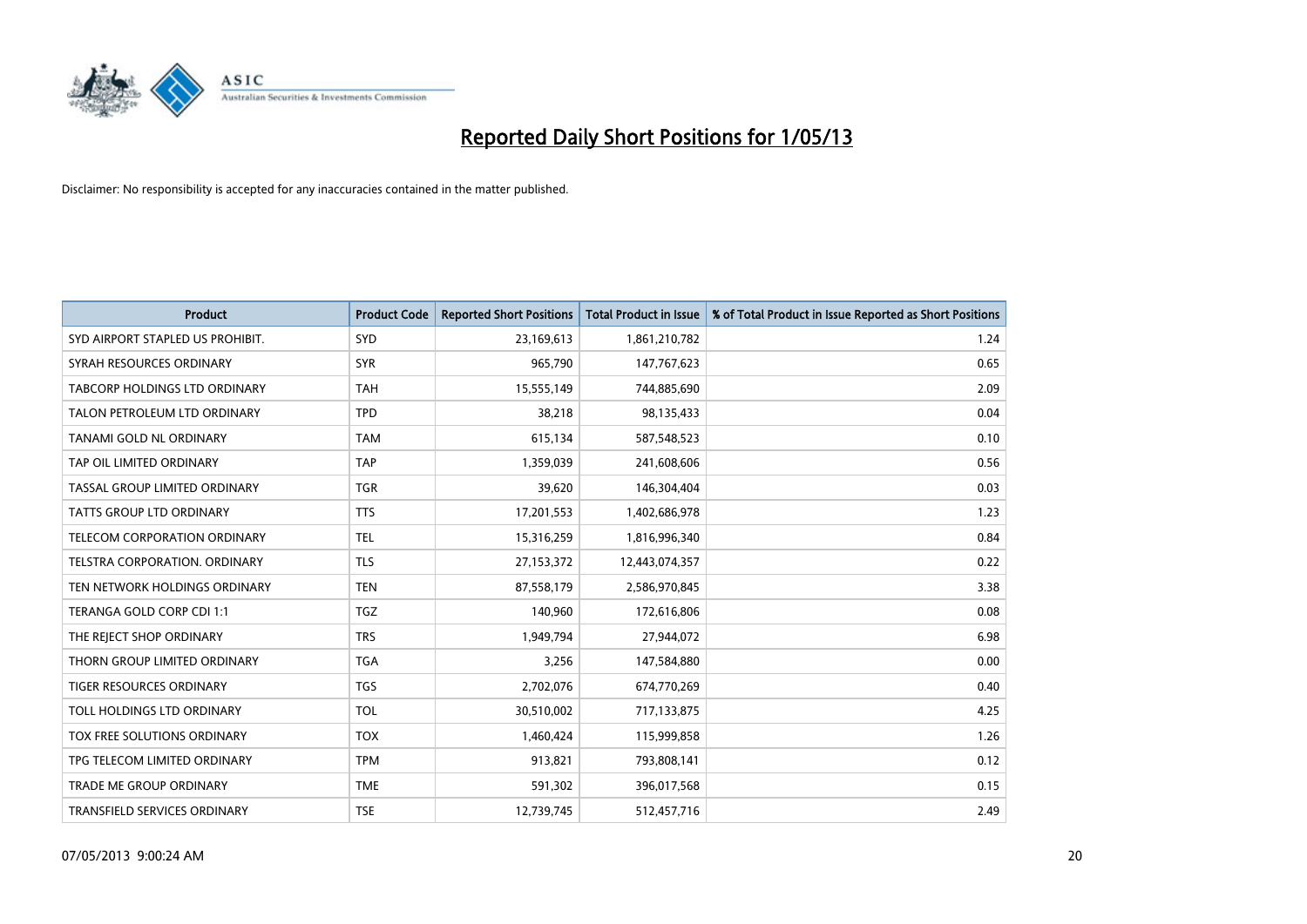# Reported Daily Short Positions for 1/05/13

Disclaimer: No responsibility is accepted for any inaccuracies contained in the matter published.

| Product | Product Code | Reported Short Positions | Total Product in Issue | % of Total Product in Issue Reported as Short Positions |
|---|---|---|---|---|
| SYD AIRPORT STAPLED US PROHIBIT. | SYD | 23,169,613 | 1,861,210,782 | 1.24 |
| SYRAH RESOURCES ORDINARY | SYR | 965,790 | 147,767,623 | 0.65 |
| TABCORP HOLDINGS LTD ORDINARY | TAH | 15,555,149 | 744,885,690 | 2.09 |
| TALON PETROLEUM LTD ORDINARY | TPD | 38,218 | 98,135,433 | 0.04 |
| TANAMI GOLD NL ORDINARY | TAM | 615,134 | 587,548,523 | 0.10 |
| TAP OIL LIMITED ORDINARY | TAP | 1,359,039 | 241,608,606 | 0.56 |
| TASSAL GROUP LIMITED ORDINARY | TGR | 39,620 | 146,304,404 | 0.03 |
| TATTS GROUP LTD ORDINARY | TTS | 17,201,553 | 1,402,686,978 | 1.23 |
| TELECOM CORPORATION ORDINARY | TEL | 15,316,259 | 1,816,996,340 | 0.84 |
| TELSTRA CORPORATION. ORDINARY | TLS | 27,153,372 | 12,443,074,357 | 0.22 |
| TEN NETWORK HOLDINGS ORDINARY | TEN | 87,558,179 | 2,586,970,845 | 3.38 |
| TERANGA GOLD CORP CDI 1:1 | TGZ | 140,960 | 172,616,806 | 0.08 |
| THE REJECT SHOP ORDINARY | TRS | 1,949,794 | 27,944,072 | 6.98 |
| THORN GROUP LIMITED ORDINARY | TGA | 3,256 | 147,584,880 | 0.00 |
| TIGER RESOURCES ORDINARY | TGS | 2,702,076 | 674,770,269 | 0.40 |
| TOLL HOLDINGS LTD ORDINARY | TOL | 30,510,002 | 717,133,875 | 4.25 |
| TOX FREE SOLUTIONS ORDINARY | TOX | 1,460,424 | 115,999,858 | 1.26 |
| TPG TELECOM LIMITED ORDINARY | TPM | 913,821 | 793,808,141 | 0.12 |
| TRADE ME GROUP ORDINARY | TME | 591,302 | 396,017,568 | 0.15 |
| TRANSFIELD SERVICES ORDINARY | TSE | 12,739,745 | 512,457,716 | 2.49 |

07/05/2013 9:00:24 AM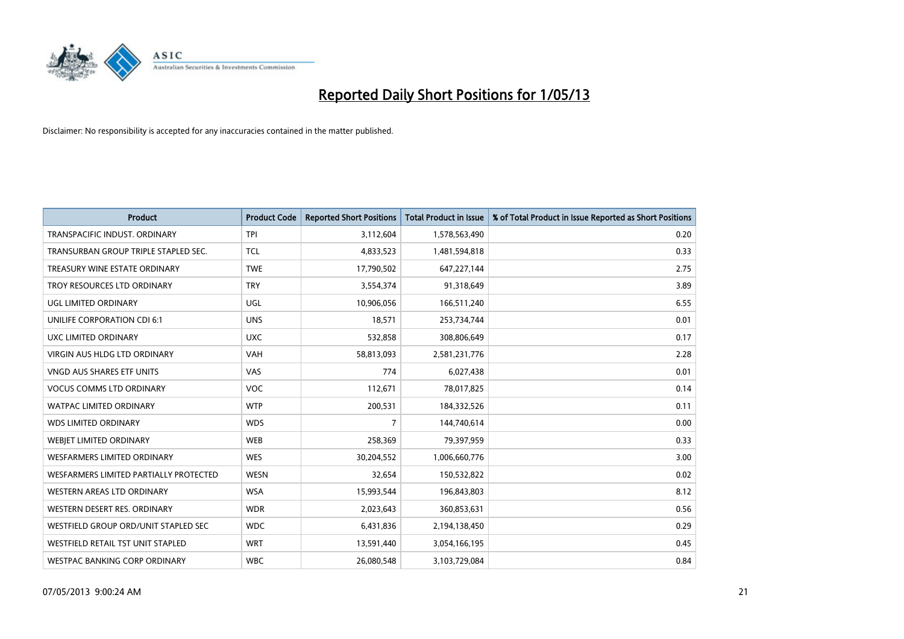# Reported Daily Short Positions for 1/05/13

Disclaimer: No responsibility is accepted for any inaccuracies contained in the matter published.

| Product | Product Code | Reported Short Positions | Total Product in Issue | % of Total Product in Issue Reported as Short Positions |
|---|---|---|---|---|
| TRANSPACIFIC INDUST. ORDINARY | TPI | 3,112,604 | 1,578,563,490 | 0.20 |
| TRANSURBAN GROUP TRIPLE STAPLED SEC. | TCL | 4,833,523 | 1,481,594,818 | 0.33 |
| TREASURY WINE ESTATE ORDINARY | TWE | 17,790,502 | 647,227,144 | 2.75 |
| TROY RESOURCES LTD ORDINARY | TRY | 3,554,374 | 91,318,649 | 3.89 |
| UGL LIMITED ORDINARY | UGL | 10,906,056 | 166,511,240 | 6.55 |
| UNILIFE CORPORATION CDI 6:1 | UNS | 18,571 | 253,734,744 | 0.01 |
| UXC LIMITED ORDINARY | UXC | 532,858 | 308,806,649 | 0.17 |
| VIRGIN AUS HLDG LTD ORDINARY | VAH | 58,813,093 | 2,581,231,776 | 2.28 |
| VNGD AUS SHARES ETF UNITS | VAS | 774 | 6,027,438 | 0.01 |
| VOCUS COMMS LTD ORDINARY | VOC | 112,671 | 78,017,825 | 0.14 |
| WATPAC LIMITED ORDINARY | WTP | 200,531 | 184,332,526 | 0.11 |
| WDS LIMITED ORDINARY | WDS | 7 | 144,740,614 | 0.00 |
| WEBJET LIMITED ORDINARY | WEB | 258,369 | 79,397,959 | 0.33 |
| WESFARMERS LIMITED ORDINARY | WES | 30,204,552 | 1,006,660,776 | 3.00 |
| WESFARMERS LIMITED PARTIALLY PROTECTED | WESN | 32,654 | 150,532,822 | 0.02 |
| WESTERN AREAS LTD ORDINARY | WSA | 15,993,544 | 196,843,803 | 8.12 |
| WESTERN DESERT RES. ORDINARY | WDR | 2,023,643 | 360,853,631 | 0.56 |
| WESTFIELD GROUP ORD/UNIT STAPLED SEC | WDC | 6,431,836 | 2,194,138,450 | 0.29 |
| WESTFIELD RETAIL TST UNIT STAPLED | WRT | 13,591,440 | 3,054,166,195 | 0.45 |
| WESTPAC BANKING CORP ORDINARY | WBC | 26,080,548 | 3,103,729,084 | 0.84 |

07/05/2013 9:00:24 AM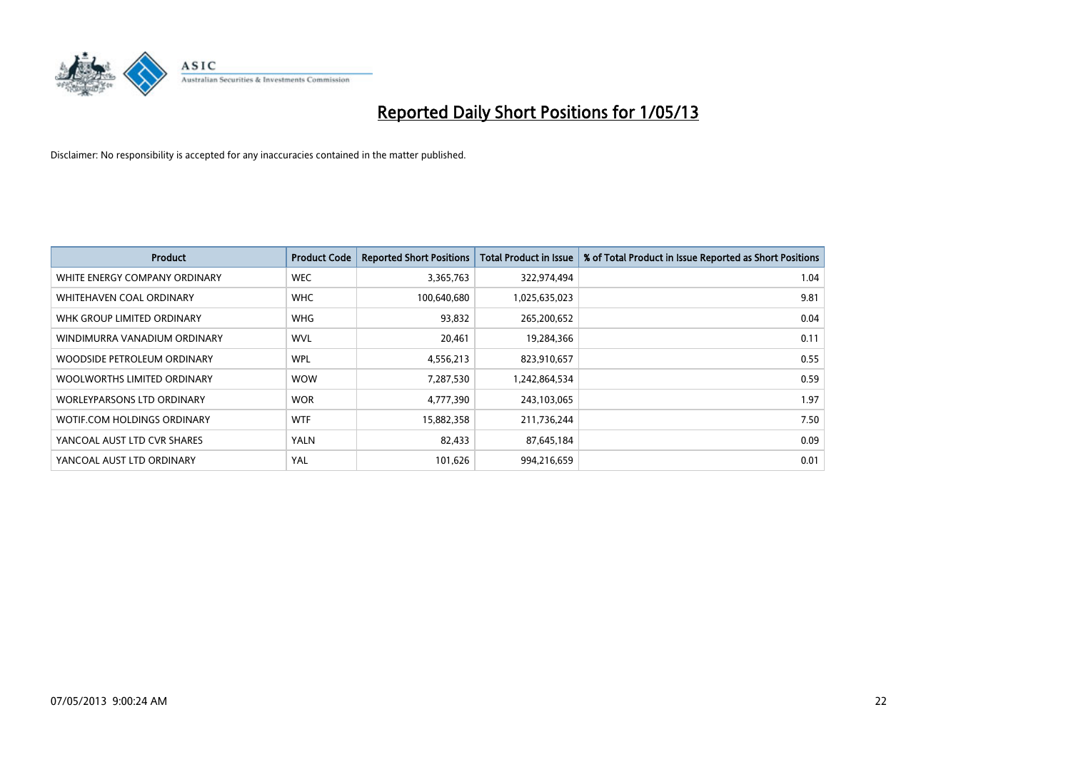# Reported Daily Short Positions for 1/05/13

Disclaimer: No responsibility is accepted for any inaccuracies contained in the matter published.

| Product | Product Code | Reported Short Positions | Total Product in Issue | % of Total Product in Issue Reported as Short Positions |
|---|---|---|---|---|
| WHITE ENERGY COMPANY ORDINARY | WEC | 3,365,763 | 322,974,494 | 1.04 |
| WHITEHAVEN COAL ORDINARY | WHC | 100,640,680 | 1,025,635,023 | 9.81 |
| WHK GROUP LIMITED ORDINARY | WHG | 93,832 | 265,200,652 | 0.04 |
| WINDIMURRA VANADIUM ORDINARY | WVL | 20,461 | 19,284,366 | 0.11 |
| WOODSIDE PETROLEUM ORDINARY | WPL | 4,556,213 | 823,910,657 | 0.55 |
| WOOLWORTHS LIMITED ORDINARY | WOW | 7,287,530 | 1,242,864,534 | 0.59 |
| WORLEYPARSONS LTD ORDINARY | WOR | 4,777,390 | 243,103,065 | 1.97 |
| WOTIF.COM HOLDINGS ORDINARY | WTF | 15,882,358 | 211,736,244 | 7.50 |
| YANCOAL AUST LTD CVR SHARES | YALN | 82,433 | 87,645,184 | 0.09 |
| YANCOAL AUST LTD ORDINARY | YAL | 101,626 | 994,216,659 | 0.01 |